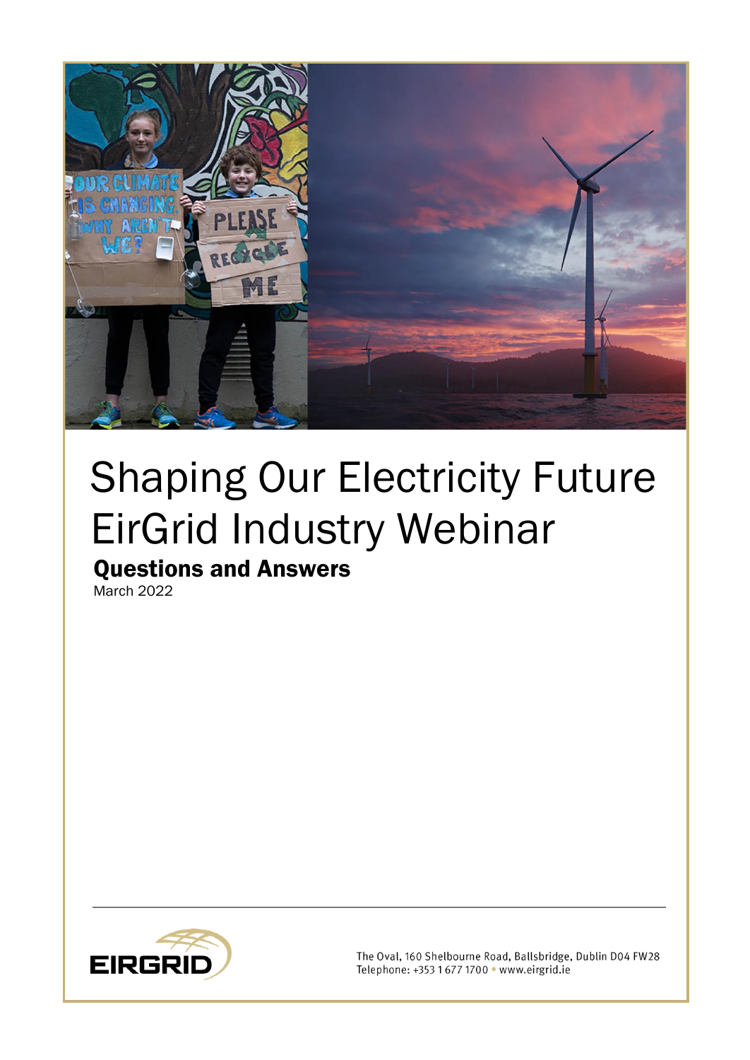# Shaping Our Electricity Future
# EirGrid Industry Webinar

## Questions and Answers

March 2022

The Oval, 160 Shelbourne Road, Ballsbridge, Dublin D04 FW28
Telephone: +353 1 677 1700 • www.eirgrid.ie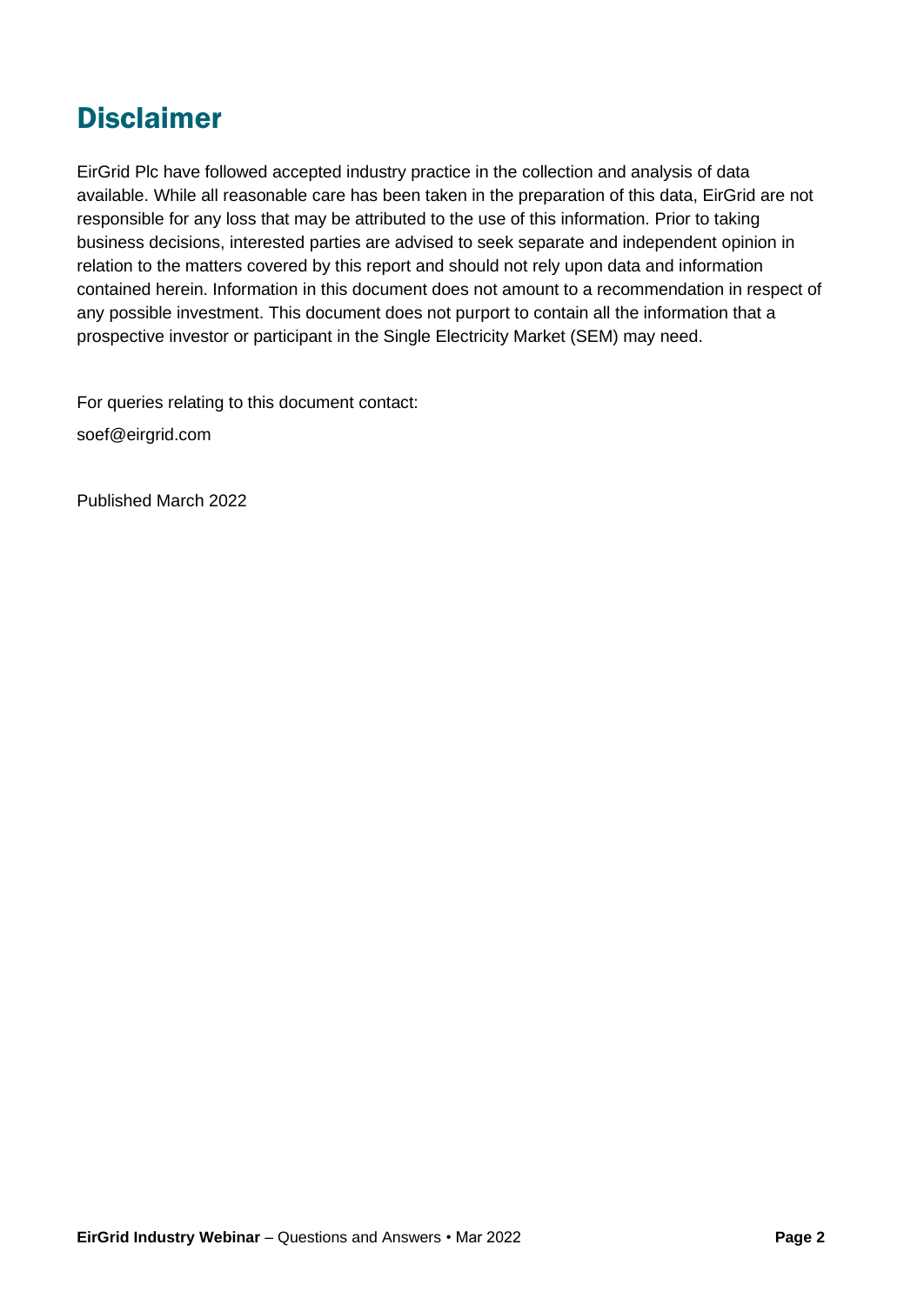# Disclaimer

EirGrid Plc have followed accepted industry practice in the collection and analysis of data available. While all reasonable care has been taken in the preparation of this data, EirGrid are not responsible for any loss that may be attributed to the use of this information. Prior to taking business decisions, interested parties are advised to seek separate and independent opinion in relation to the matters covered by this report and should not rely upon data and information contained herein. Information in this document does not amount to a recommendation in respect of any possible investment. This document does not purport to contain all the information that a prospective investor or participant in the Single Electricity Market (SEM) may need.

For queries relating to this document contact:

soef@eirgrid.com

Published March 2022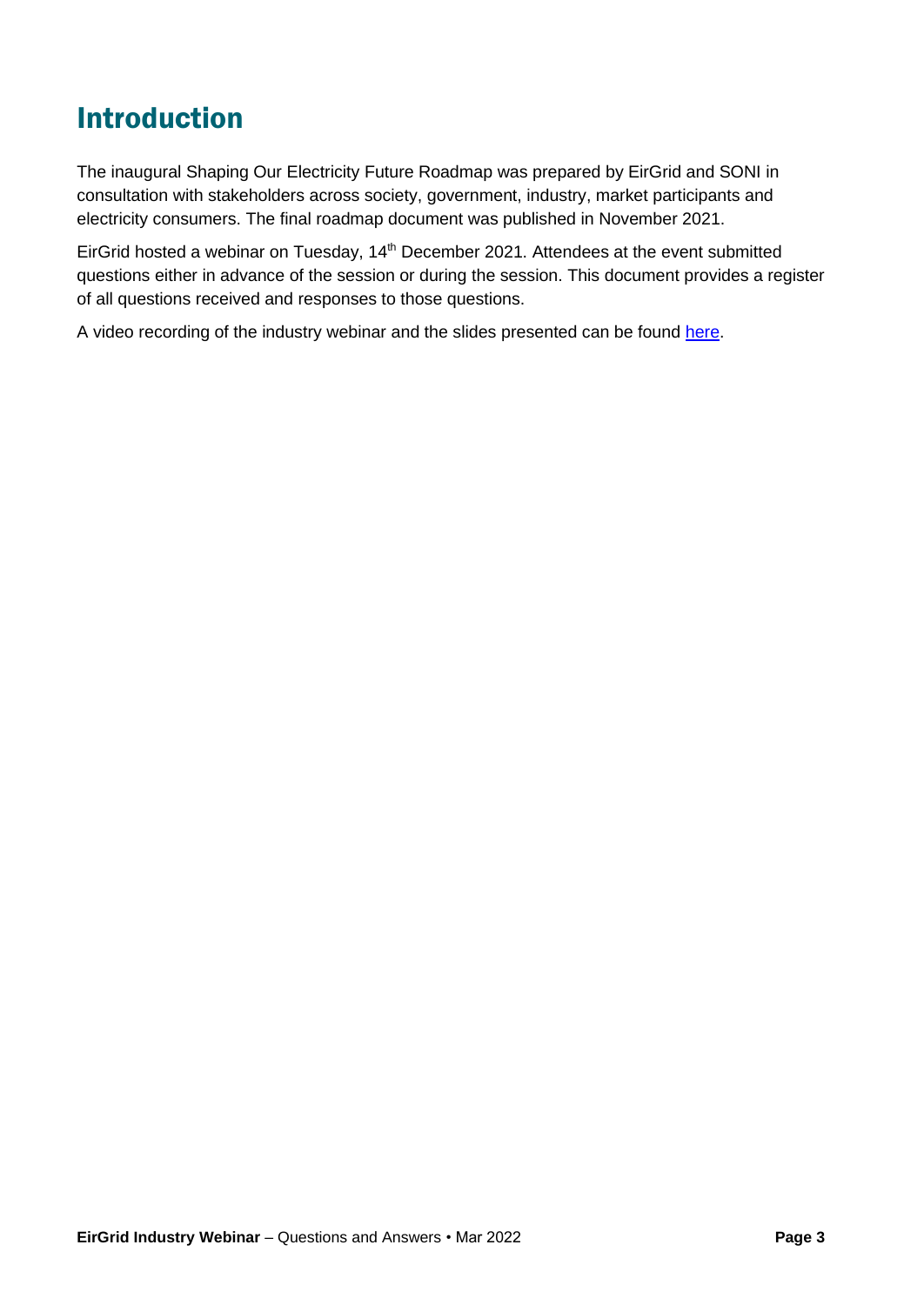# Introduction

The inaugural Shaping Our Electricity Future Roadmap was prepared by EirGrid and SONI in consultation with stakeholders across society, government, industry, market participants and electricity consumers. The final roadmap document was published in November 2021.

EirGrid hosted a webinar on Tuesday, 14th December 2021. Attendees at the event submitted questions either in advance of the session or during the session. This document provides a register of all questions received and responses to those questions.

A video recording of the industry webinar and the slides presented can be found here.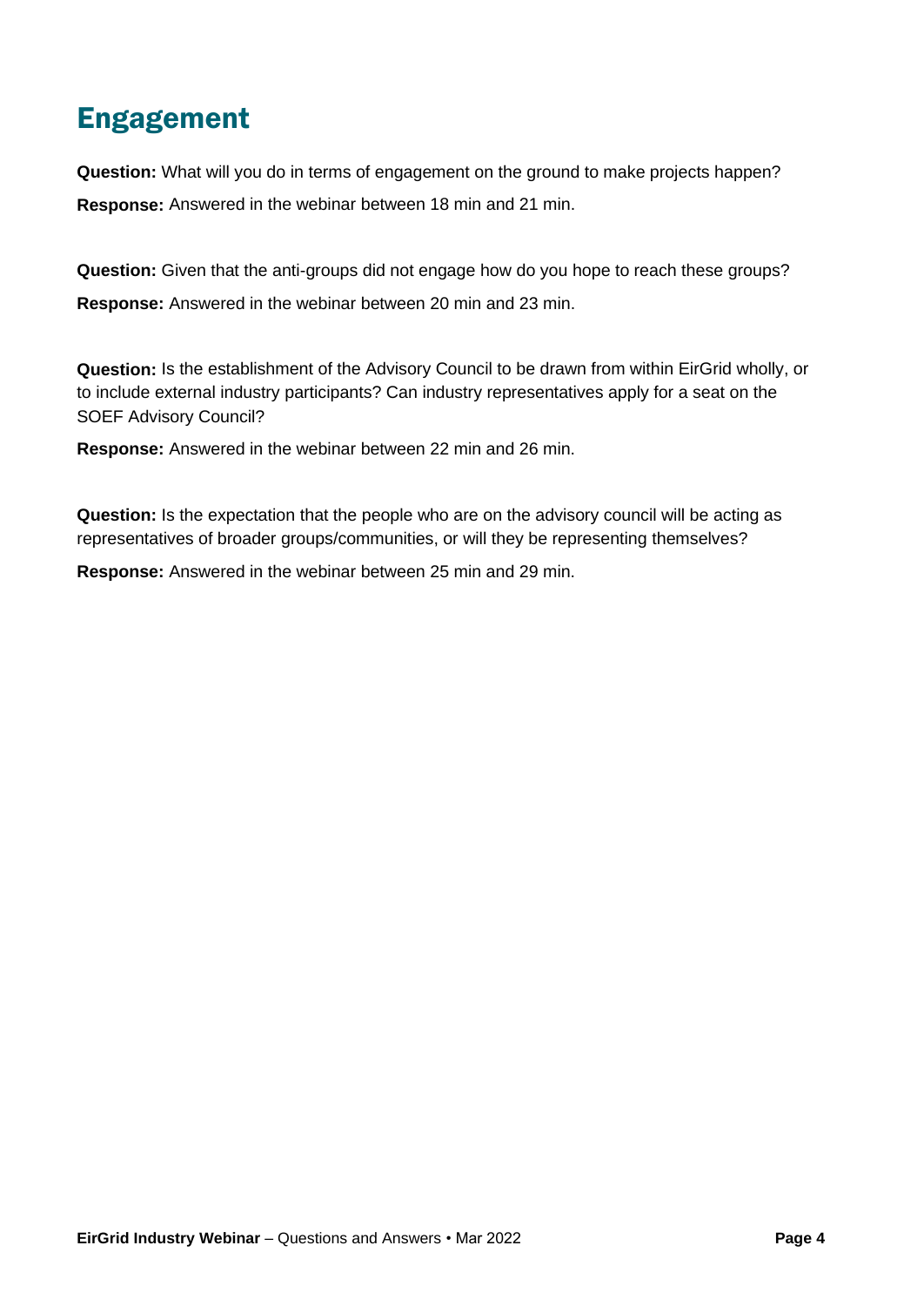## Engagement

**Question:** What will you do in terms of engagement on the ground to make projects happen?

**Response:** Answered in the webinar between 18 min and 21 min.

**Question:** Given that the anti-groups did not engage how do you hope to reach these groups?

**Response:** Answered in the webinar between 20 min and 23 min.

**Question:** Is the establishment of the Advisory Council to be drawn from within EirGrid wholly, or to include external industry participants? Can industry representatives apply for a seat on the SOEF Advisory Council?

**Response:** Answered in the webinar between 22 min and 26 min.

**Question:** Is the expectation that the people who are on the advisory council will be acting as representatives of broader groups/communities, or will they be representing themselves?

**Response:** Answered in the webinar between 25 min and 29 min.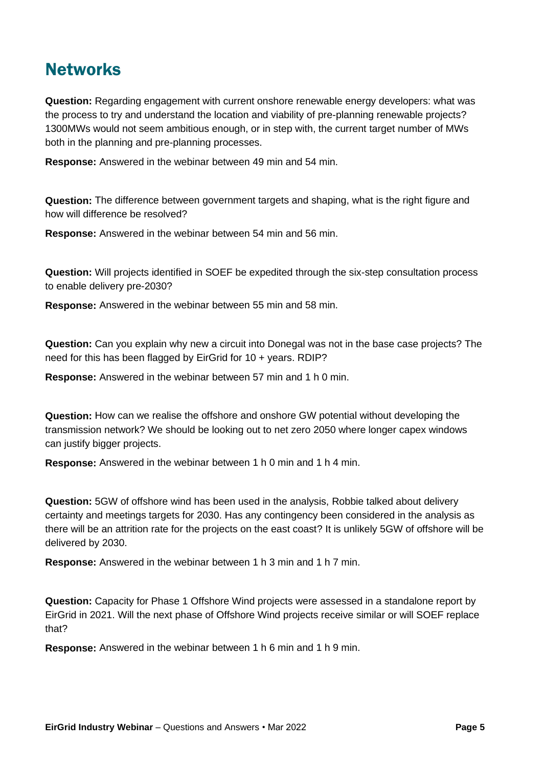# Networks

**Question:** Regarding engagement with current onshore renewable energy developers: what was the process to try and understand the location and viability of pre-planning renewable projects? 1300MWs would not seem ambitious enough, or in step with, the current target number of MWs both in the planning and pre-planning processes.

**Response:** Answered in the webinar between 49 min and 54 min.

**Question:** The difference between government targets and shaping, what is the right figure and how will difference be resolved?

**Response:** Answered in the webinar between 54 min and 56 min.

**Question:** Will projects identified in SOEF be expedited through the six-step consultation process to enable delivery pre-2030?

**Response:** Answered in the webinar between 55 min and 58 min.

**Question:** Can you explain why new a circuit into Donegal was not in the base case projects? The need for this has been flagged by EirGrid for 10 + years. RDIP?

**Response:** Answered in the webinar between 57 min and 1 h 0 min.

**Question:** How can we realise the offshore and onshore GW potential without developing the transmission network? We should be looking out to net zero 2050 where longer capex windows can justify bigger projects.

**Response:** Answered in the webinar between 1 h 0 min and 1 h 4 min.

**Question:** 5GW of offshore wind has been used in the analysis, Robbie talked about delivery certainty and meetings targets for 2030. Has any contingency been considered in the analysis as there will be an attrition rate for the projects on the east coast? It is unlikely 5GW of offshore will be delivered by 2030.

**Response:** Answered in the webinar between 1 h 3 min and 1 h 7 min.

**Question:** Capacity for Phase 1 Offshore Wind projects were assessed in a standalone report by EirGrid in 2021. Will the next phase of Offshore Wind projects receive similar or will SOEF replace that?

**Response:** Answered in the webinar between 1 h 6 min and 1 h 9 min.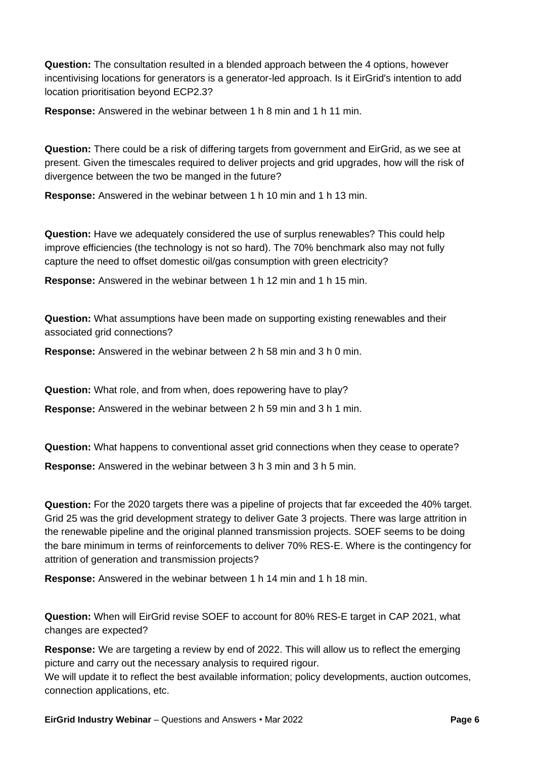**Question:** The consultation resulted in a blended approach between the 4 options, however incentivising locations for generators is a generator-led approach. Is it EirGrid's intention to add location prioritisation beyond ECP2.3?

**Response:** Answered in the webinar between 1 h 8 min and 1 h 11 min.

**Question:** There could be a risk of differing targets from government and EirGrid, as we see at present. Given the timescales required to deliver projects and grid upgrades, how will the risk of divergence between the two be manged in the future?

**Response:** Answered in the webinar between 1 h 10 min and 1 h 13 min.

**Question:** Have we adequately considered the use of surplus renewables? This could help improve efficiencies (the technology is not so hard). The 70% benchmark also may not fully capture the need to offset domestic oil/gas consumption with green electricity?

**Response:** Answered in the webinar between 1 h 12 min and 1 h 15 min.

**Question:** What assumptions have been made on supporting existing renewables and their associated grid connections?

**Response:** Answered in the webinar between 2 h 58 min and 3 h 0 min.

**Question:** What role, and from when, does repowering have to play?

**Response:** Answered in the webinar between 2 h 59 min and 3 h 1 min.

**Question:** What happens to conventional asset grid connections when they cease to operate?

**Response:** Answered in the webinar between 3 h 3 min and 3 h 5 min.

**Question:** For the 2020 targets there was a pipeline of projects that far exceeded the 40% target. Grid 25 was the grid development strategy to deliver Gate 3 projects. There was large attrition in the renewable pipeline and the original planned transmission projects. SOEF seems to be doing the bare minimum in terms of reinforcements to deliver 70% RES-E. Where is the contingency for attrition of generation and transmission projects?

**Response:** Answered in the webinar between 1 h 14 min and 1 h 18 min.

**Question:** When will EirGrid revise SOEF to account for 80% RES-E target in CAP 2021, what changes are expected?

**Response:** We are targeting a review by end of 2022. This will allow us to reflect the emerging picture and carry out the necessary analysis to required rigour.
We will update it to reflect the best available information; policy developments, auction outcomes, connection applications, etc.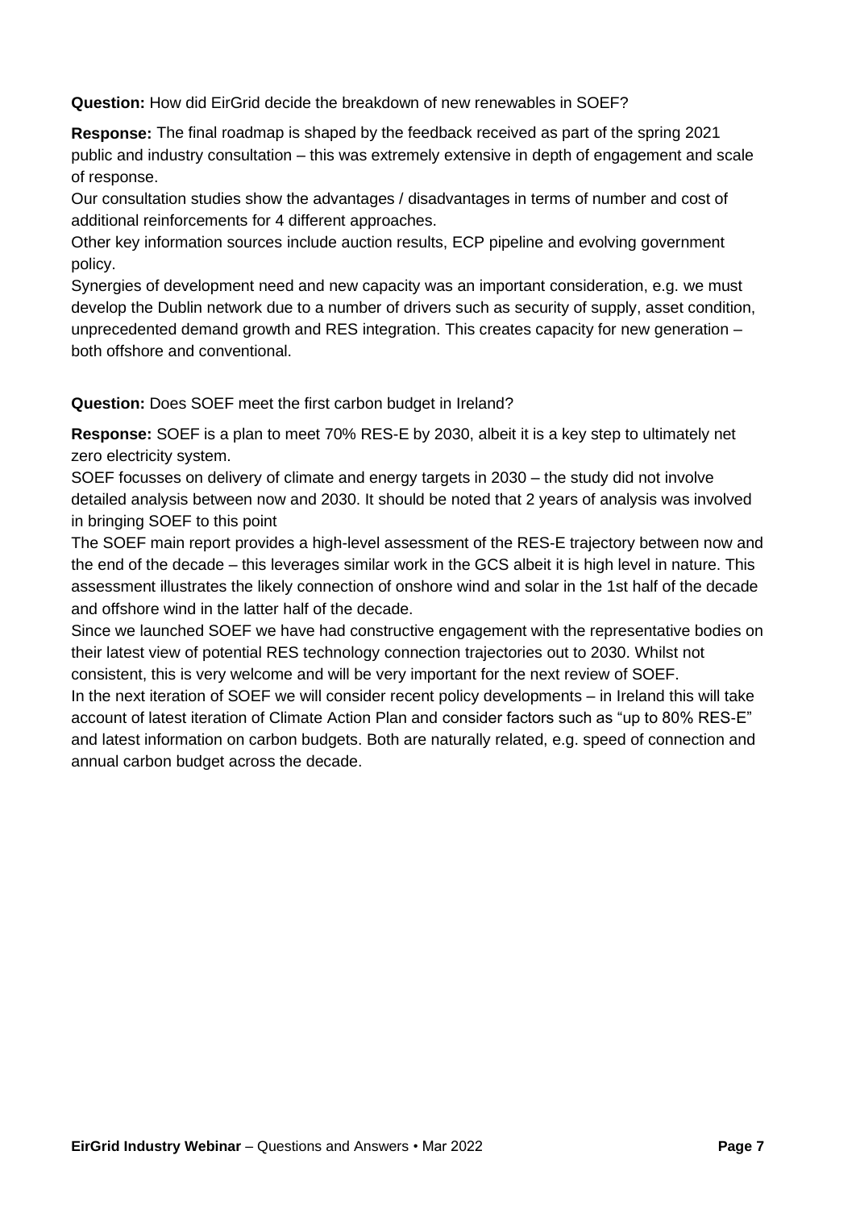**Question:** How did EirGrid decide the breakdown of new renewables in SOEF?

**Response:** The final roadmap is shaped by the feedback received as part of the spring 2021 public and industry consultation – this was extremely extensive in depth of engagement and scale of response.

Our consultation studies show the advantages / disadvantages in terms of number and cost of additional reinforcements for 4 different approaches.

Other key information sources include auction results, ECP pipeline and evolving government policy.

Synergies of development need and new capacity was an important consideration, e.g. we must develop the Dublin network due to a number of drivers such as security of supply, asset condition, unprecedented demand growth and RES integration. This creates capacity for new generation – both offshore and conventional.

**Question:** Does SOEF meet the first carbon budget in Ireland?

**Response:** SOEF is a plan to meet 70% RES-E by 2030, albeit it is a key step to ultimately net zero electricity system.

SOEF focusses on delivery of climate and energy targets in 2030 – the study did not involve detailed analysis between now and 2030. It should be noted that 2 years of analysis was involved in bringing SOEF to this point

The SOEF main report provides a high-level assessment of the RES-E trajectory between now and the end of the decade – this leverages similar work in the GCS albeit it is high level in nature. This assessment illustrates the likely connection of onshore wind and solar in the 1st half of the decade and offshore wind in the latter half of the decade.

Since we launched SOEF we have had constructive engagement with the representative bodies on their latest view of potential RES technology connection trajectories out to 2030. Whilst not consistent, this is very welcome and will be very important for the next review of SOEF.

In the next iteration of SOEF we will consider recent policy developments – in Ireland this will take account of latest iteration of Climate Action Plan and consider factors such as "up to 80% RES-E" and latest information on carbon budgets. Both are naturally related, e.g. speed of connection and annual carbon budget across the decade.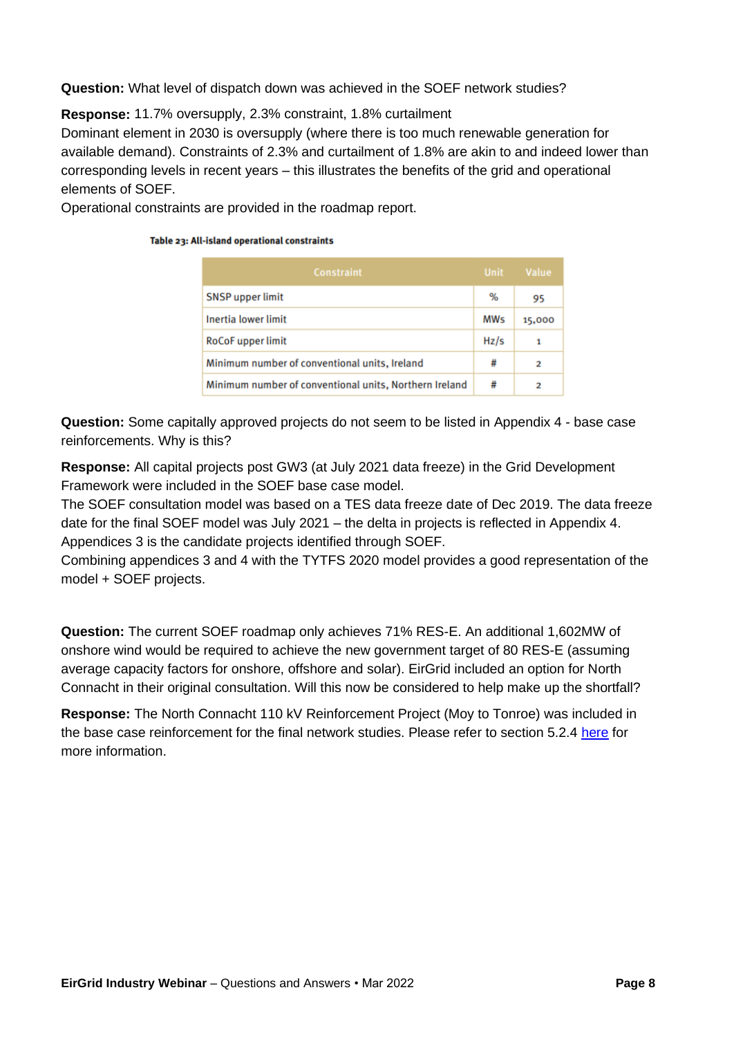**Question:** What level of dispatch down was achieved in the SOEF network studies?

**Response:** 11.7% oversupply, 2.3% constraint, 1.8% curtailment
Dominant element in 2030 is oversupply (where there is too much renewable generation for available demand). Constraints of 2.3% and curtailment of 1.8% are akin to and indeed lower than corresponding levels in recent years – this illustrates the benefits of the grid and operational elements of SOEF.
Operational constraints are provided in the roadmap report.

**Table 23: All-island operational constraints**

| Constraint | Unit | Value |
|---|---|---|
| SNSP upper limit | % | 95 |
| Inertia lower limit | MWs | 15,000 |
| RoCoF upper limit | Hz/s | 1 |
| Minimum number of conventional units, Ireland | # | 2 |
| Minimum number of conventional units, Northern Ireland | # | 2 |

**Question:** Some capitally approved projects do not seem to be listed in Appendix 4 - base case reinforcements. Why is this?

**Response:** All capital projects post GW3 (at July 2021 data freeze) in the Grid Development Framework were included in the SOEF base case model.
The SOEF consultation model was based on a TES data freeze date of Dec 2019. The data freeze date for the final SOEF model was July 2021 – the delta in projects is reflected in Appendix 4.
Appendices 3 is the candidate projects identified through SOEF.
Combining appendices 3 and 4 with the TYTFS 2020 model provides a good representation of the model + SOEF projects.

**Question:** The current SOEF roadmap only achieves 71% RES-E. An additional 1,602MW of onshore wind would be required to achieve the new government target of 80 RES-E (assuming average capacity factors for onshore, offshore and solar). EirGrid included an option for North Connacht in their original consultation. Will this now be considered to help make up the shortfall?

**Response:** The North Connacht 110 kV Reinforcement Project (Moy to Tonroe) was included in the base case reinforcement for the final network studies. Please refer to section 5.2.4 [here] for more information.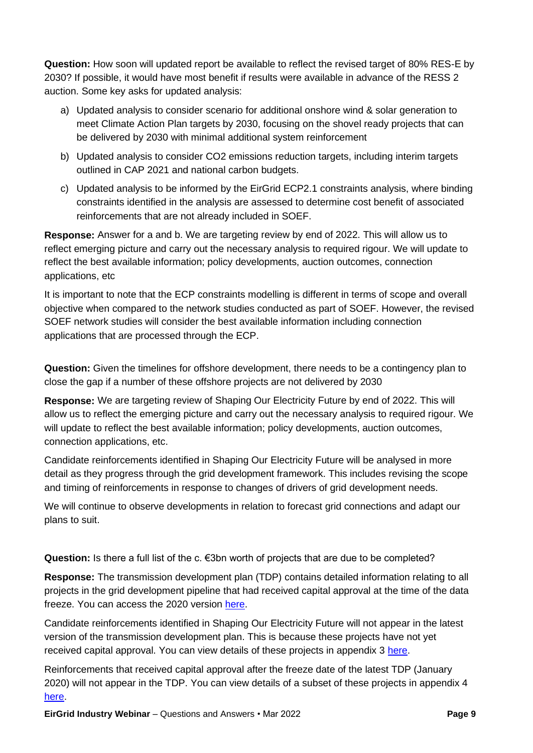**Question:** How soon will updated report be available to reflect the revised target of 80% RES-E by 2030? If possible, it would have most benefit if results were available in advance of the RESS 2 auction. Some key asks for updated analysis:

a) Updated analysis to consider scenario for additional onshore wind & solar generation to meet Climate Action Plan targets by 2030, focusing on the shovel ready projects that can be delivered by 2030 with minimal additional system reinforcement

b) Updated analysis to consider CO2 emissions reduction targets, including interim targets outlined in CAP 2021 and national carbon budgets.

c) Updated analysis to be informed by the EirGrid ECP2.1 constraints analysis, where binding constraints identified in the analysis are assessed to determine cost benefit of associated reinforcements that are not already included in SOEF.

**Response:** Answer for a and b. We are targeting review by end of 2022. This will allow us to reflect emerging picture and carry out the necessary analysis to required rigour. We will update to reflect the best available information; policy developments, auction outcomes, connection applications, etc

It is important to note that the ECP constraints modelling is different in terms of scope and overall objective when compared to the network studies conducted as part of SOEF. However, the revised SOEF network studies will consider the best available information including connection applications that are processed through the ECP.

**Question:** Given the timelines for offshore development, there needs to be a contingency plan to close the gap if a number of these offshore projects are not delivered by 2030

**Response:** We are targeting review of Shaping Our Electricity Future by end of 2022. This will allow us to reflect the emerging picture and carry out the necessary analysis to required rigour. We will update to reflect the best available information; policy developments, auction outcomes, connection applications, etc.

Candidate reinforcements identified in Shaping Our Electricity Future will be analysed in more detail as they progress through the grid development framework. This includes revising the scope and timing of reinforcements in response to changes of drivers of grid development needs.

We will continue to observe developments in relation to forecast grid connections and adapt our plans to suit.

**Question:** Is there a full list of the c. €3bn worth of projects that are due to be completed?

**Response:** The transmission development plan (TDP) contains detailed information relating to all projects in the grid development pipeline that had received capital approval at the time of the data freeze. You can access the 2020 version here.

Candidate reinforcements identified in Shaping Our Electricity Future will not appear in the latest version of the transmission development plan. This is because these projects have not yet received capital approval. You can view details of these projects in appendix 3 here.

Reinforcements that received capital approval after the freeze date of the latest TDP (January 2020) will not appear in the TDP. You can view details of a subset of these projects in appendix 4 here.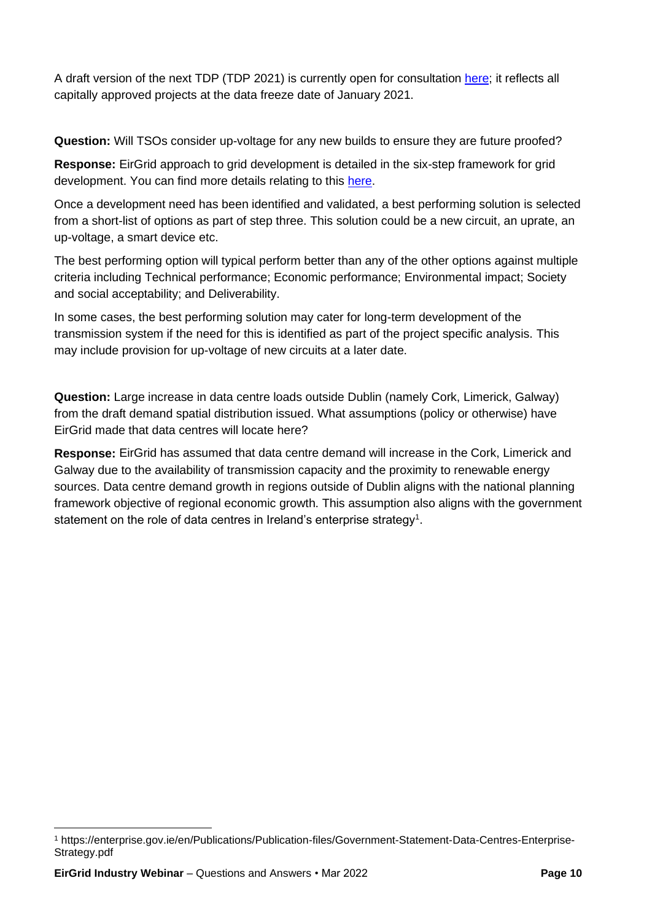A draft version of the next TDP (TDP 2021) is currently open for consultation here; it reflects all capitally approved projects at the data freeze date of January 2021.

**Question:** Will TSOs consider up-voltage for any new builds to ensure they are future proofed?

**Response:** EirGrid approach to grid development is detailed in the six-step framework for grid development. You can find more details relating to this here.

Once a development need has been identified and validated, a best performing solution is selected from a short-list of options as part of step three. This solution could be a new circuit, an uprate, an up-voltage, a smart device etc.

The best performing option will typical perform better than any of the other options against multiple criteria including Technical performance; Economic performance; Environmental impact; Society and social acceptability; and Deliverability.

In some cases, the best performing solution may cater for long-term development of the transmission system if the need for this is identified as part of the project specific analysis. This may include provision for up-voltage of new circuits at a later date.

**Question:** Large increase in data centre loads outside Dublin (namely Cork, Limerick, Galway) from the draft demand spatial distribution issued. What assumptions (policy or otherwise) have EirGrid made that data centres will locate here?

**Response:** EirGrid has assumed that data centre demand will increase in the Cork, Limerick and Galway due to the availability of transmission capacity and the proximity to renewable energy sources. Data centre demand growth in regions outside of Dublin aligns with the national planning framework objective of regional economic growth. This assumption also aligns with the government statement on the role of data centres in Ireland's enterprise strategy[1].

[1] https://enterprise.gov.ie/en/Publications/Publication-files/Government-Statement-Data-Centres-Enterprise-Strategy.pdf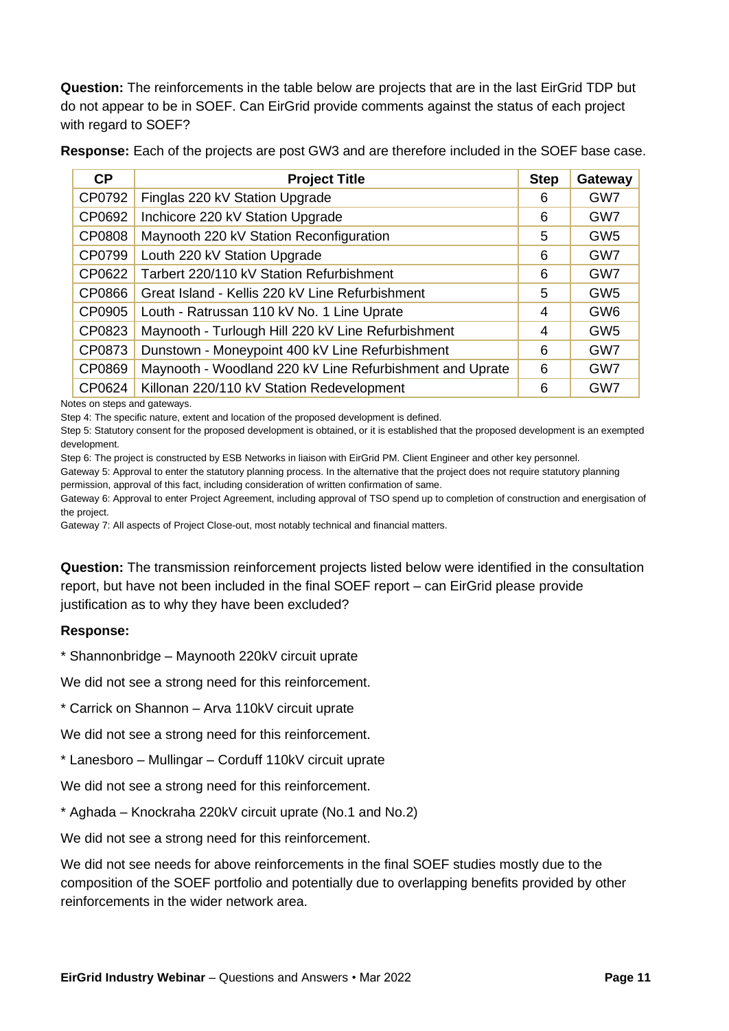**Question:** The reinforcements in the table below are projects that are in the last EirGrid TDP but do not appear to be in SOEF. Can EirGrid provide comments against the status of each project with regard to SOEF?

**Response:** Each of the projects are post GW3 and are therefore included in the SOEF base case.

| CP | Project Title | Step | Gateway |
|---|---|---|---|
| CP0792 | Finglas 220 kV Station Upgrade | 6 | GW7 |
| CP0692 | Inchicore 220 kV Station Upgrade | 6 | GW7 |
| CP0808 | Maynooth 220 kV Station Reconfiguration | 5 | GW5 |
| CP0799 | Louth 220 kV Station Upgrade | 6 | GW7 |
| CP0622 | Tarbert 220/110 kV Station Refurbishment | 6 | GW7 |
| CP0866 | Great Island - Kellis 220 kV Line Refurbishment | 5 | GW5 |
| CP0905 | Louth - Ratrussan 110 kV No. 1 Line Uprate | 4 | GW6 |
| CP0823 | Maynooth - Turlough Hill 220 kV Line Refurbishment | 4 | GW5 |
| CP0873 | Dunstown - Moneypoint 400 kV Line Refurbishment | 6 | GW7 |
| CP0869 | Maynooth - Woodland 220 kV Line Refurbishment and Uprate | 6 | GW7 |
| CP0624 | Killonan 220/110 kV Station Redevelopment | 6 | GW7 |

Notes on steps and gateways.

Step 4: The specific nature, extent and location of the proposed development is defined.

Step 5: Statutory consent for the proposed development is obtained, or it is established that the proposed development is an exempted development.

Step 6: The project is constructed by ESB Networks in liaison with EirGrid PM. Client Engineer and other key personnel.

Gateway 5: Approval to enter the statutory planning process. In the alternative that the project does not require statutory planning permission, approval of this fact, including consideration of written confirmation of same.

Gateway 6: Approval to enter Project Agreement, including approval of TSO spend up to completion of construction and energisation of the project.

Gateway 7: All aspects of Project Close-out, most notably technical and financial matters.

**Question:** The transmission reinforcement projects listed below were identified in the consultation report, but have not been included in the final SOEF report – can EirGrid please provide justification as to why they have been excluded?

**Response:**

* Shannonbridge – Maynooth 220kV circuit uprate

We did not see a strong need for this reinforcement.

* Carrick on Shannon – Arva 110kV circuit uprate

We did not see a strong need for this reinforcement.

* Lanesboro – Mullingar – Corduff 110kV circuit uprate

We did not see a strong need for this reinforcement.

* Aghada – Knockraha 220kV circuit uprate (No.1 and No.2)

We did not see a strong need for this reinforcement.

We did not see needs for above reinforcements in the final SOEF studies mostly due to the composition of the SOEF portfolio and potentially due to overlapping benefits provided by other reinforcements in the wider network area.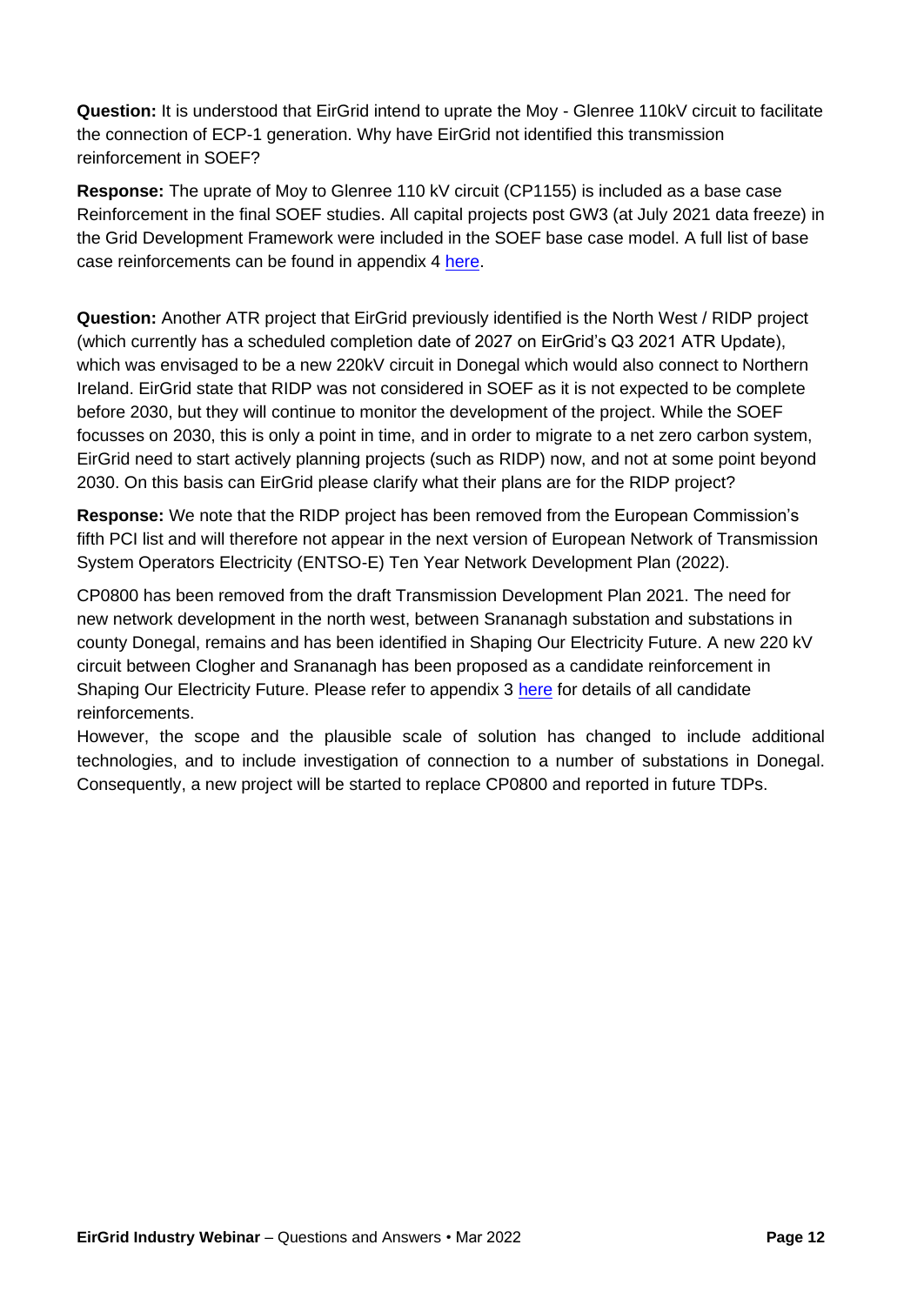**Question:** It is understood that EirGrid intend to uprate the Moy - Glenree 110kV circuit to facilitate the connection of ECP-1 generation. Why have EirGrid not identified this transmission reinforcement in SOEF?

**Response:** The uprate of Moy to Glenree 110 kV circuit (CP1155) is included as a base case Reinforcement in the final SOEF studies. All capital projects post GW3 (at July 2021 data freeze) in the Grid Development Framework were included in the SOEF base case model. A full list of base case reinforcements can be found in appendix 4 here.

**Question:** Another ATR project that EirGrid previously identified is the North West / RIDP project (which currently has a scheduled completion date of 2027 on EirGrid's Q3 2021 ATR Update), which was envisaged to be a new 220kV circuit in Donegal which would also connect to Northern Ireland. EirGrid state that RIDP was not considered in SOEF as it is not expected to be complete before 2030, but they will continue to monitor the development of the project. While the SOEF focusses on 2030, this is only a point in time, and in order to migrate to a net zero carbon system, EirGrid need to start actively planning projects (such as RIDP) now, and not at some point beyond 2030. On this basis can EirGrid please clarify what their plans are for the RIDP project?

**Response:** We note that the RIDP project has been removed from the European Commission's fifth PCI list and will therefore not appear in the next version of European Network of Transmission System Operators Electricity (ENTSO-E) Ten Year Network Development Plan (2022).

CP0800 has been removed from the draft Transmission Development Plan 2021. The need for new network development in the north west, between Srananagh substation and substations in county Donegal, remains and has been identified in Shaping Our Electricity Future. A new 220 kV circuit between Clogher and Srananagh has been proposed as a candidate reinforcement in Shaping Our Electricity Future. Please refer to appendix 3 here for details of all candidate reinforcements.

However, the scope and the plausible scale of solution has changed to include additional technologies, and to include investigation of connection to a number of substations in Donegal. Consequently, a new project will be started to replace CP0800 and reported in future TDPs.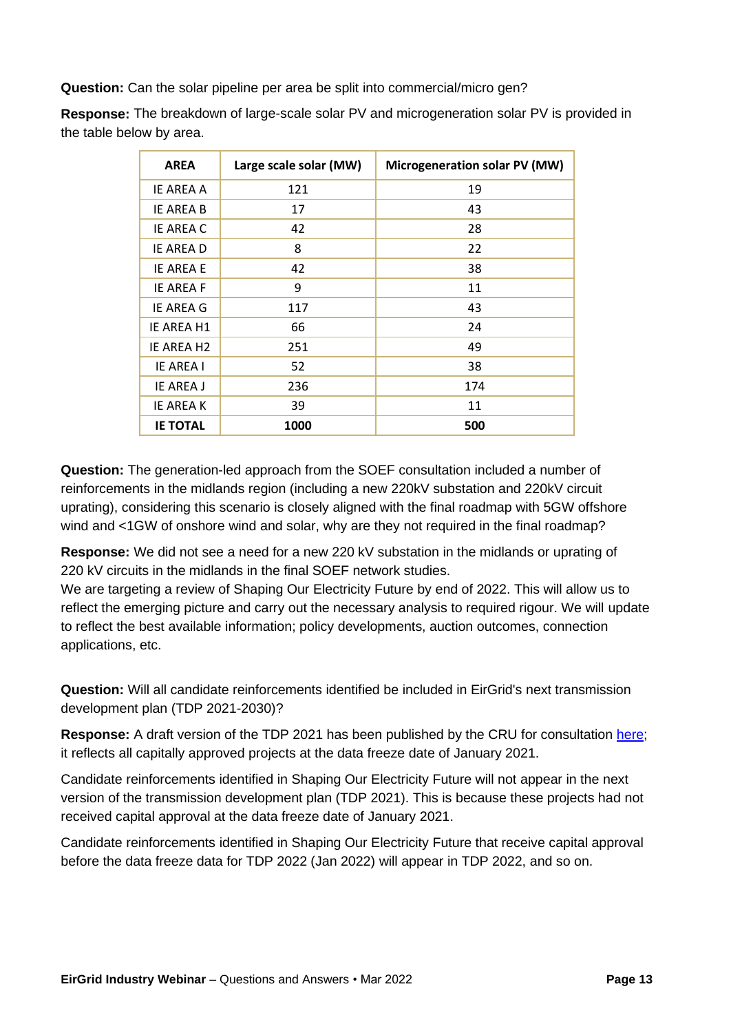**Question:** Can the solar pipeline per area be split into commercial/micro gen?

**Response:** The breakdown of large-scale solar PV and microgeneration solar PV is provided in the table below by area.

| AREA | Large scale solar (MW) | Microgeneration solar PV (MW) |
|---|---|---|
| IE AREA A | 121 | 19 |
| IE AREA B | 17 | 43 |
| IE AREA C | 42 | 28 |
| IE AREA D | 8 | 22 |
| IE AREA E | 42 | 38 |
| IE AREA F | 9 | 11 |
| IE AREA G | 117 | 43 |
| IE AREA H1 | 66 | 24 |
| IE AREA H2 | 251 | 49 |
| IE AREA I | 52 | 38 |
| IE AREA J | 236 | 174 |
| IE AREA K | 39 | 11 |
| **IE TOTAL** | **1000** | **500** |

**Question:** The generation-led approach from the SOEF consultation included a number of reinforcements in the midlands region (including a new 220kV substation and 220kV circuit uprating), considering this scenario is closely aligned with the final roadmap with 5GW offshore wind and <1GW of onshore wind and solar, why are they not required in the final roadmap?

**Response:** We did not see a need for a new 220 kV substation in the midlands or uprating of 220 kV circuits in the midlands in the final SOEF network studies.
We are targeting a review of Shaping Our Electricity Future by end of 2022. This will allow us to reflect the emerging picture and carry out the necessary analysis to required rigour. We will update to reflect the best available information; policy developments, auction outcomes, connection applications, etc.

**Question:** Will all candidate reinforcements identified be included in EirGrid's next transmission development plan (TDP 2021-2030)?

**Response:** A draft version of the TDP 2021 has been published by the CRU for consultation here; it reflects all capitally approved projects at the data freeze date of January 2021.

Candidate reinforcements identified in Shaping Our Electricity Future will not appear in the next version of the transmission development plan (TDP 2021). This is because these projects had not received capital approval at the data freeze date of January 2021.

Candidate reinforcements identified in Shaping Our Electricity Future that receive capital approval before the data freeze data for TDP 2022 (Jan 2022) will appear in TDP 2022, and so on.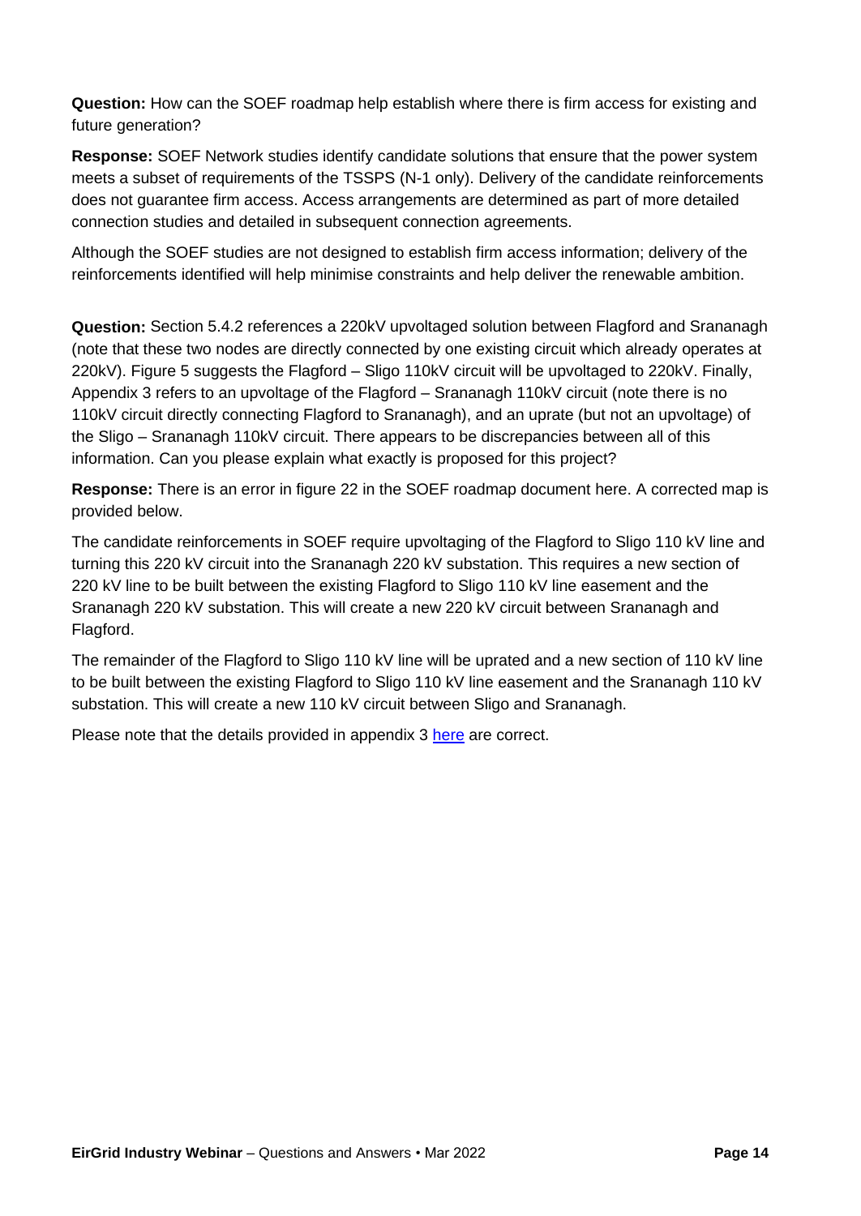**Question:** How can the SOEF roadmap help establish where there is firm access for existing and future generation?

**Response:** SOEF Network studies identify candidate solutions that ensure that the power system meets a subset of requirements of the TSSPS (N-1 only). Delivery of the candidate reinforcements does not guarantee firm access. Access arrangements are determined as part of more detailed connection studies and detailed in subsequent connection agreements.

Although the SOEF studies are not designed to establish firm access information; delivery of the reinforcements identified will help minimise constraints and help deliver the renewable ambition.

**Question:** Section 5.4.2 references a 220kV upvoltaged solution between Flagford and Srananagh (note that these two nodes are directly connected by one existing circuit which already operates at 220kV). Figure 5 suggests the Flagford – Sligo 110kV circuit will be upvoltaged to 220kV. Finally, Appendix 3 refers to an upvoltage of the Flagford – Srananagh 110kV circuit (note there is no 110kV circuit directly connecting Flagford to Srananagh), and an uprate (but not an upvoltage) of the Sligo – Srananagh 110kV circuit. There appears to be discrepancies between all of this information. Can you please explain what exactly is proposed for this project?

**Response:** There is an error in figure 22 in the SOEF roadmap document here. A corrected map is provided below.

The candidate reinforcements in SOEF require upvoltaging of the Flagford to Sligo 110 kV line and turning this 220 kV circuit into the Srananagh 220 kV substation. This requires a new section of 220 kV line to be built between the existing Flagford to Sligo 110 kV line easement and the Srananagh 220 kV substation. This will create a new 220 kV circuit between Srananagh and Flagford.

The remainder of the Flagford to Sligo 110 kV line will be uprated and a new section of 110 kV line to be built between the existing Flagford to Sligo 110 kV line easement and the Srananagh 110 kV substation. This will create a new 110 kV circuit between Sligo and Srananagh.

Please note that the details provided in appendix 3 here are correct.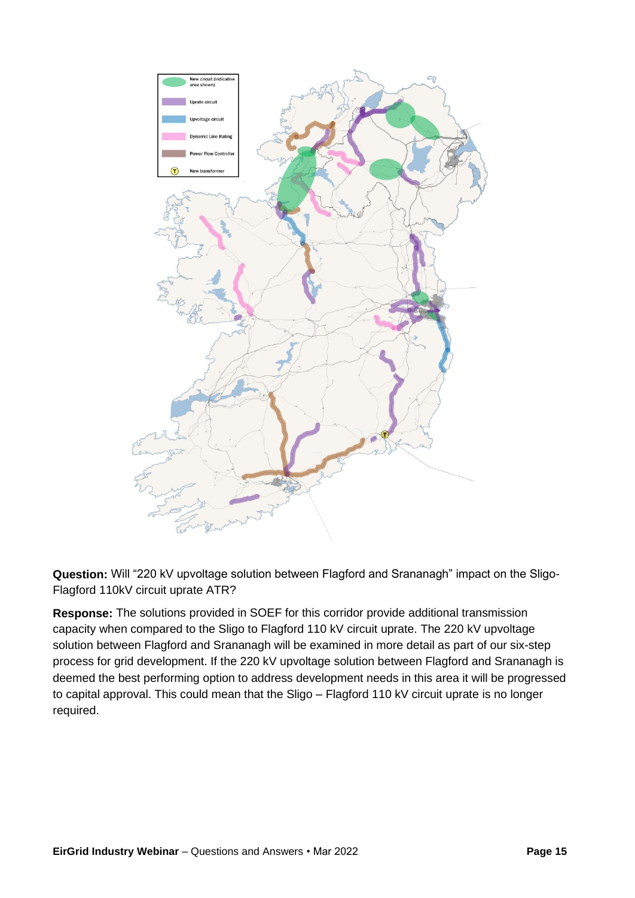**Question:** Will "220 kV upvoltage solution between Flagford and Srananagh" impact on the Sligo-Flagford 110kV circuit uprate ATR?

**Response:** The solutions provided in SOEF for this corridor provide additional transmission capacity when compared to the Sligo to Flagford 110 kV circuit uprate. The 220 kV upvoltage solution between Flagford and Srananagh will be examined in more detail as part of our six-step process for grid development. If the 220 kV upvoltage solution between Flagford and Srananagh is deemed the best performing option to address development needs in this area it will be progressed to capital approval. This could mean that the Sligo – Flagford 110 kV circuit uprate is no longer required.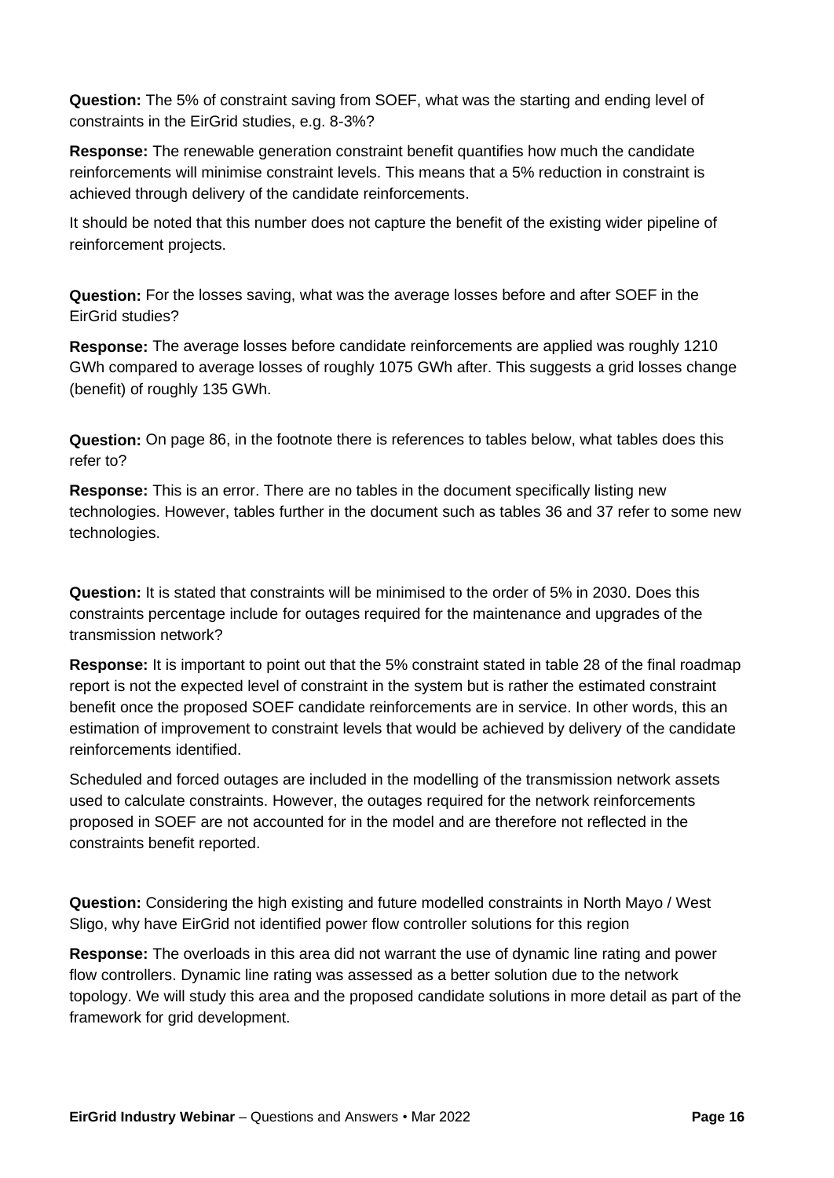**Question:** The 5% of constraint saving from SOEF, what was the starting and ending level of constraints in the EirGrid studies, e.g. 8-3%?

**Response:** The renewable generation constraint benefit quantifies how much the candidate reinforcements will minimise constraint levels. This means that a 5% reduction in constraint is achieved through delivery of the candidate reinforcements.

It should be noted that this number does not capture the benefit of the existing wider pipeline of reinforcement projects.

**Question:** For the losses saving, what was the average losses before and after SOEF in the EirGrid studies?

**Response:** The average losses before candidate reinforcements are applied was roughly 1210 GWh compared to average losses of roughly 1075 GWh after. This suggests a grid losses change (benefit) of roughly 135 GWh.

**Question:** On page 86, in the footnote there is references to tables below, what tables does this refer to?

**Response:** This is an error. There are no tables in the document specifically listing new technologies. However, tables further in the document such as tables 36 and 37 refer to some new technologies.

**Question:** It is stated that constraints will be minimised to the order of 5% in 2030. Does this constraints percentage include for outages required for the maintenance and upgrades of the transmission network?

**Response:** It is important to point out that the 5% constraint stated in table 28 of the final roadmap report is not the expected level of constraint in the system but is rather the estimated constraint benefit once the proposed SOEF candidate reinforcements are in service. In other words, this an estimation of improvement to constraint levels that would be achieved by delivery of the candidate reinforcements identified.

Scheduled and forced outages are included in the modelling of the transmission network assets used to calculate constraints. However, the outages required for the network reinforcements proposed in SOEF are not accounted for in the model and are therefore not reflected in the constraints benefit reported.

**Question:** Considering the high existing and future modelled constraints in North Mayo / West Sligo, why have EirGrid not identified power flow controller solutions for this region

**Response:** The overloads in this area did not warrant the use of dynamic line rating and power flow controllers. Dynamic line rating was assessed as a better solution due to the network topology. We will study this area and the proposed candidate solutions in more detail as part of the framework for grid development.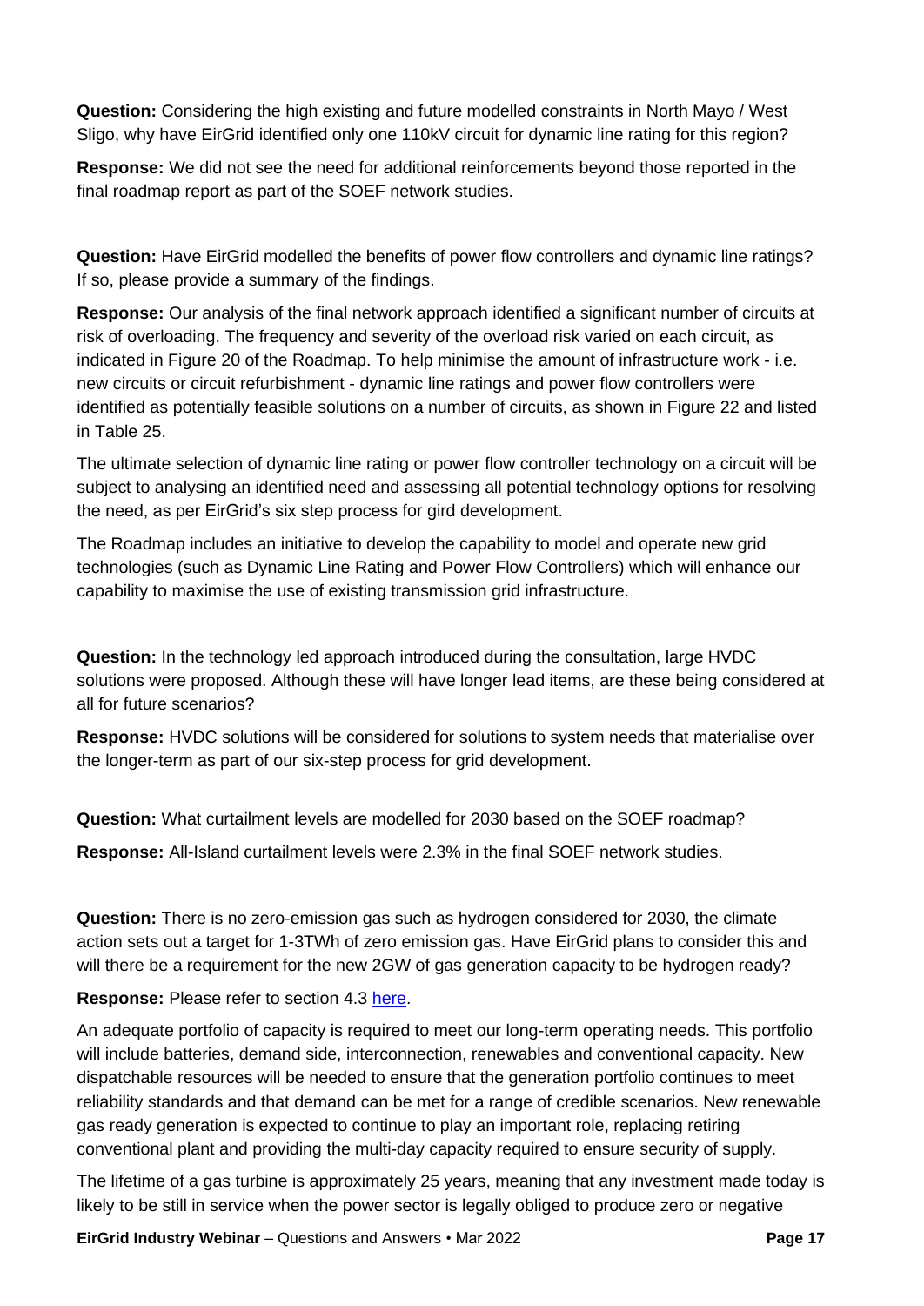**Question:** Considering the high existing and future modelled constraints in North Mayo / West Sligo, why have EirGrid identified only one 110kV circuit for dynamic line rating for this region?

**Response:** We did not see the need for additional reinforcements beyond those reported in the final roadmap report as part of the SOEF network studies.

**Question:** Have EirGrid modelled the benefits of power flow controllers and dynamic line ratings? If so, please provide a summary of the findings.

**Response:** Our analysis of the final network approach identified a significant number of circuits at risk of overloading. The frequency and severity of the overload risk varied on each circuit, as indicated in Figure 20 of the Roadmap. To help minimise the amount of infrastructure work - i.e. new circuits or circuit refurbishment - dynamic line ratings and power flow controllers were identified as potentially feasible solutions on a number of circuits, as shown in Figure 22 and listed in Table 25.

The ultimate selection of dynamic line rating or power flow controller technology on a circuit will be subject to analysing an identified need and assessing all potential technology options for resolving the need, as per EirGrid's six step process for gird development.

The Roadmap includes an initiative to develop the capability to model and operate new grid technologies (such as Dynamic Line Rating and Power Flow Controllers) which will enhance our capability to maximise the use of existing transmission grid infrastructure.

**Question:** In the technology led approach introduced during the consultation, large HVDC solutions were proposed. Although these will have longer lead items, are these being considered at all for future scenarios?

**Response:** HVDC solutions will be considered for solutions to system needs that materialise over the longer-term as part of our six-step process for grid development.

**Question:** What curtailment levels are modelled for 2030 based on the SOEF roadmap?

**Response:** All-Island curtailment levels were 2.3% in the final SOEF network studies.

**Question:** There is no zero-emission gas such as hydrogen considered for 2030, the climate action sets out a target for 1-3TWh of zero emission gas. Have EirGrid plans to consider this and will there be a requirement for the new 2GW of gas generation capacity to be hydrogen ready?

**Response:** Please refer to section 4.3 here.

An adequate portfolio of capacity is required to meet our long-term operating needs. This portfolio will include batteries, demand side, interconnection, renewables and conventional capacity. New dispatchable resources will be needed to ensure that the generation portfolio continues to meet reliability standards and that demand can be met for a range of credible scenarios. New renewable gas ready generation is expected to continue to play an important role, replacing retiring conventional plant and providing the multi-day capacity required to ensure security of supply.

The lifetime of a gas turbine is approximately 25 years, meaning that any investment made today is likely to be still in service when the power sector is legally obliged to produce zero or negative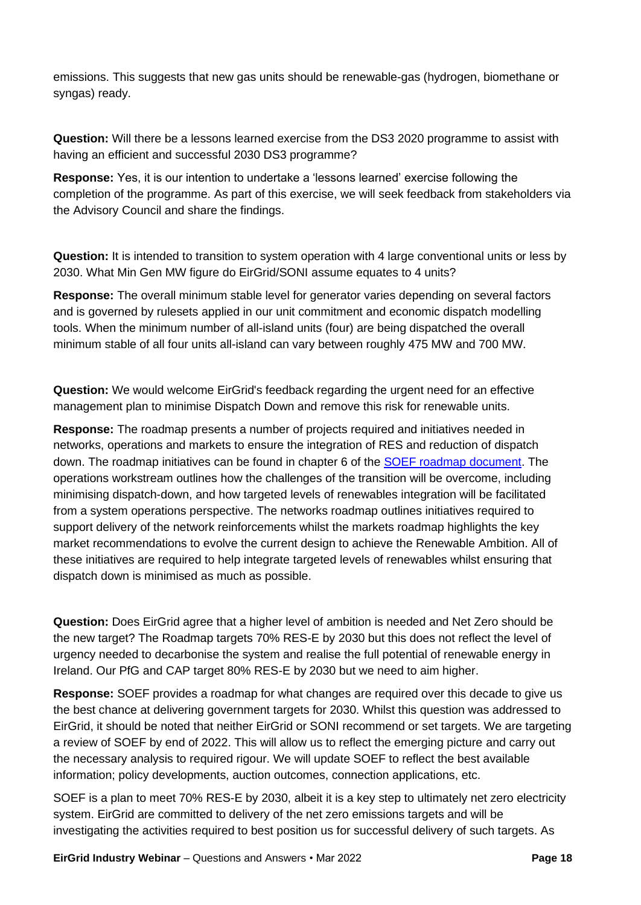emissions. This suggests that new gas units should be renewable-gas (hydrogen, biomethane or syngas) ready.

**Question:** Will there be a lessons learned exercise from the DS3 2020 programme to assist with having an efficient and successful 2030 DS3 programme?

**Response:** Yes, it is our intention to undertake a 'lessons learned' exercise following the completion of the programme. As part of this exercise, we will seek feedback from stakeholders via the Advisory Council and share the findings.

**Question:** It is intended to transition to system operation with 4 large conventional units or less by 2030. What Min Gen MW figure do EirGrid/SONI assume equates to 4 units?

**Response:** The overall minimum stable level for generator varies depending on several factors and is governed by rulesets applied in our unit commitment and economic dispatch modelling tools. When the minimum number of all-island units (four) are being dispatched the overall minimum stable of all four units all-island can vary between roughly 475 MW and 700 MW.

**Question:** We would welcome EirGrid's feedback regarding the urgent need for an effective management plan to minimise Dispatch Down and remove this risk for renewable units.

**Response:** The roadmap presents a number of projects required and initiatives needed in networks, operations and markets to ensure the integration of RES and reduction of dispatch down. The roadmap initiatives can be found in chapter 6 of the SOEF roadmap document. The operations workstream outlines how the challenges of the transition will be overcome, including minimising dispatch-down, and how targeted levels of renewables integration will be facilitated from a system operations perspective. The networks roadmap outlines initiatives required to support delivery of the network reinforcements whilst the markets roadmap highlights the key market recommendations to evolve the current design to achieve the Renewable Ambition. All of these initiatives are required to help integrate targeted levels of renewables whilst ensuring that dispatch down is minimised as much as possible.

**Question:** Does EirGrid agree that a higher level of ambition is needed and Net Zero should be the new target? The Roadmap targets 70% RES-E by 2030 but this does not reflect the level of urgency needed to decarbonise the system and realise the full potential of renewable energy in Ireland. Our PfG and CAP target 80% RES-E by 2030 but we need to aim higher.

**Response:** SOEF provides a roadmap for what changes are required over this decade to give us the best chance at delivering government targets for 2030. Whilst this question was addressed to EirGrid, it should be noted that neither EirGrid or SONI recommend or set targets. We are targeting a review of SOEF by end of 2022. This will allow us to reflect the emerging picture and carry out the necessary analysis to required rigour. We will update SOEF to reflect the best available information; policy developments, auction outcomes, connection applications, etc.

SOEF is a plan to meet 70% RES-E by 2030, albeit it is a key step to ultimately net zero electricity system. EirGrid are committed to delivery of the net zero emissions targets and will be investigating the activities required to best position us for successful delivery of such targets. As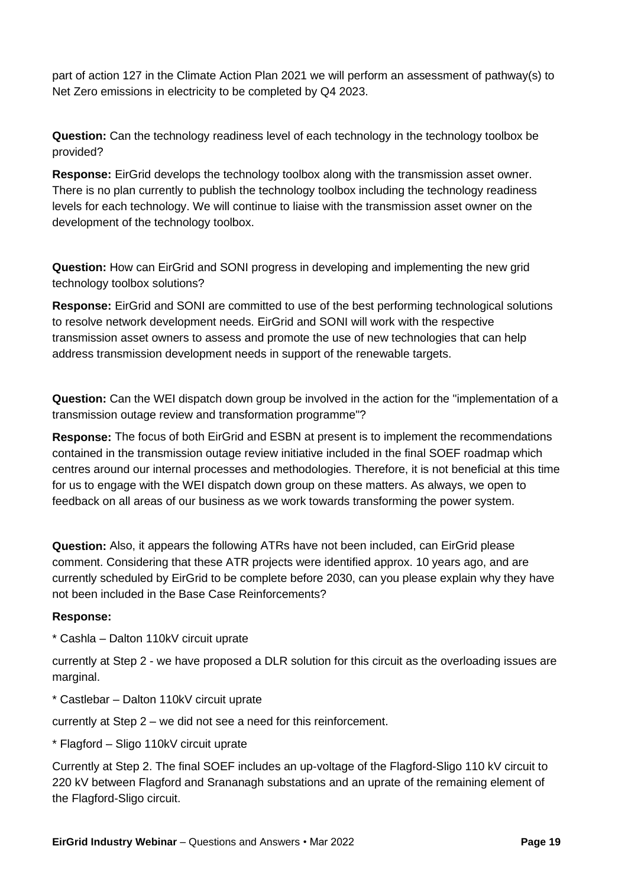part of action 127 in the Climate Action Plan 2021 we will perform an assessment of pathway(s) to Net Zero emissions in electricity to be completed by Q4 2023.

**Question:** Can the technology readiness level of each technology in the technology toolbox be provided?

**Response:** EirGrid develops the technology toolbox along with the transmission asset owner. There is no plan currently to publish the technology toolbox including the technology readiness levels for each technology. We will continue to liaise with the transmission asset owner on the development of the technology toolbox.

**Question:** How can EirGrid and SONI progress in developing and implementing the new grid technology toolbox solutions?

**Response:** EirGrid and SONI are committed to use of the best performing technological solutions to resolve network development needs. EirGrid and SONI will work with the respective transmission asset owners to assess and promote the use of new technologies that can help address transmission development needs in support of the renewable targets.

**Question:** Can the WEI dispatch down group be involved in the action for the "implementation of a transmission outage review and transformation programme"?

**Response:** The focus of both EirGrid and ESBN at present is to implement the recommendations contained in the transmission outage review initiative included in the final SOEF roadmap which centres around our internal processes and methodologies. Therefore, it is not beneficial at this time for us to engage with the WEI dispatch down group on these matters. As always, we open to feedback on all areas of our business as we work towards transforming the power system.

**Question:** Also, it appears the following ATRs have not been included, can EirGrid please comment. Considering that these ATR projects were identified approx. 10 years ago, and are currently scheduled by EirGrid to be complete before 2030, can you please explain why they have not been included in the Base Case Reinforcements?

**Response:**

* Cashla – Dalton 110kV circuit uprate

currently at Step 2 - we have proposed a DLR solution for this circuit as the overloading issues are marginal.

* Castlebar – Dalton 110kV circuit uprate

currently at Step 2 – we did not see a need for this reinforcement.

* Flagford – Sligo 110kV circuit uprate

Currently at Step 2. The final SOEF includes an up-voltage of the Flagford-Sligo 110 kV circuit to 220 kV between Flagford and Srananagh substations and an uprate of the remaining element of the Flagford-Sligo circuit.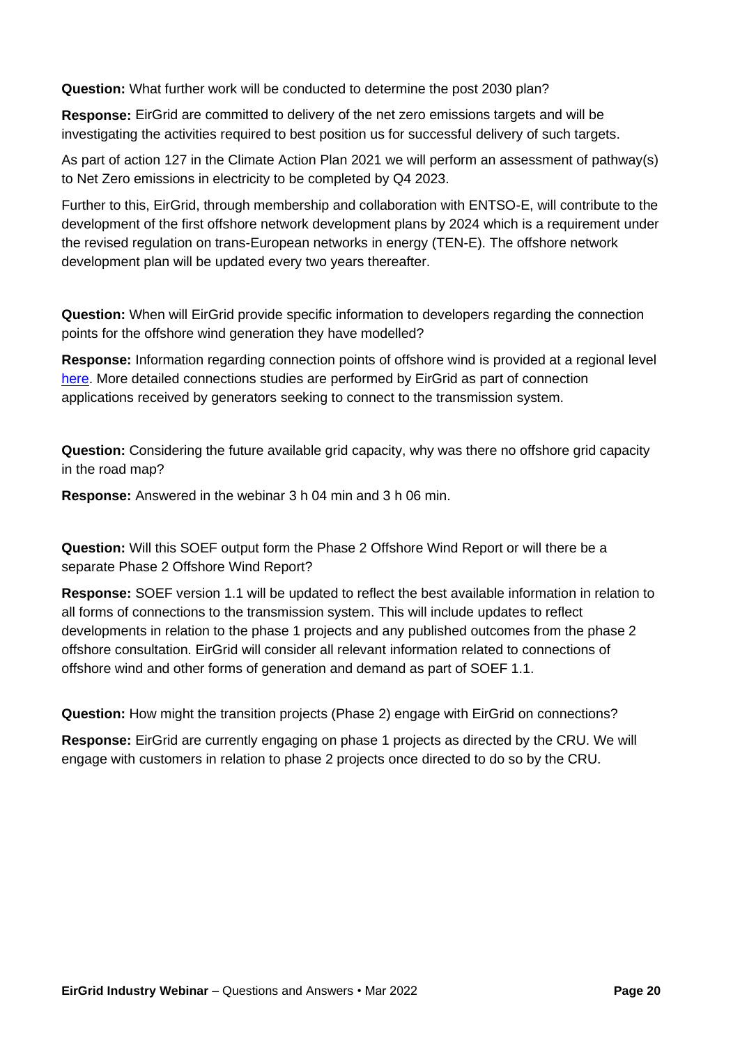**Question:** What further work will be conducted to determine the post 2030 plan?

**Response:** EirGrid are committed to delivery of the net zero emissions targets and will be investigating the activities required to best position us for successful delivery of such targets.

As part of action 127 in the Climate Action Plan 2021 we will perform an assessment of pathway(s) to Net Zero emissions in electricity to be completed by Q4 2023.

Further to this, EirGrid, through membership and collaboration with ENTSO-E, will contribute to the development of the first offshore network development plans by 2024 which is a requirement under the revised regulation on trans-European networks in energy (TEN-E). The offshore network development plan will be updated every two years thereafter.

**Question:** When will EirGrid provide specific information to developers regarding the connection points for the offshore wind generation they have modelled?

**Response:** Information regarding connection points of offshore wind is provided at a regional level here. More detailed connections studies are performed by EirGrid as part of connection applications received by generators seeking to connect to the transmission system.

**Question:** Considering the future available grid capacity, why was there no offshore grid capacity in the road map?

**Response:** Answered in the webinar 3 h 04 min and 3 h 06 min.

**Question:** Will this SOEF output form the Phase 2 Offshore Wind Report or will there be a separate Phase 2 Offshore Wind Report?

**Response:** SOEF version 1.1 will be updated to reflect the best available information in relation to all forms of connections to the transmission system. This will include updates to reflect developments in relation to the phase 1 projects and any published outcomes from the phase 2 offshore consultation. EirGrid will consider all relevant information related to connections of offshore wind and other forms of generation and demand as part of SOEF 1.1.

**Question:** How might the transition projects (Phase 2) engage with EirGrid on connections?

**Response:** EirGrid are currently engaging on phase 1 projects as directed by the CRU. We will engage with customers in relation to phase 2 projects once directed to do so by the CRU.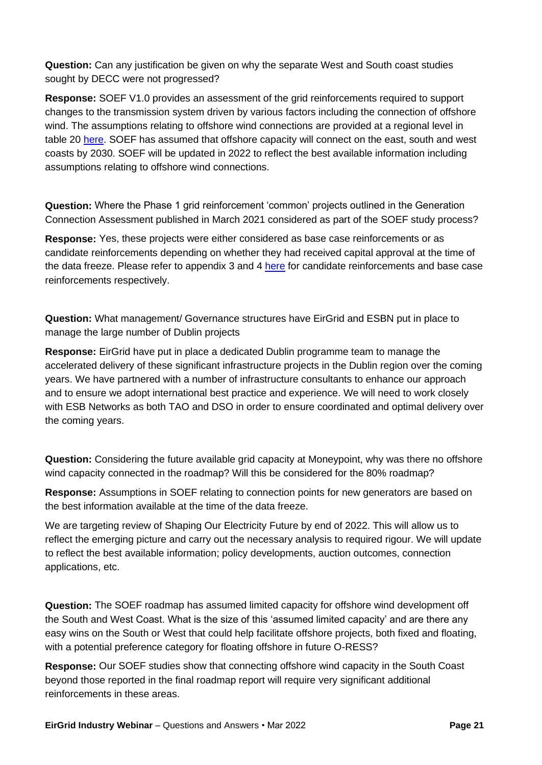**Question:** Can any justification be given on why the separate West and South coast studies sought by DECC were not progressed?

**Response:** SOEF V1.0 provides an assessment of the grid reinforcements required to support changes to the transmission system driven by various factors including the connection of offshore wind. The assumptions relating to offshore wind connections are provided at a regional level in table 20 here. SOEF has assumed that offshore capacity will connect on the east, south and west coasts by 2030. SOEF will be updated in 2022 to reflect the best available information including assumptions relating to offshore wind connections.

**Question:** Where the Phase 1 grid reinforcement 'common' projects outlined in the Generation Connection Assessment published in March 2021 considered as part of the SOEF study process?

**Response:** Yes, these projects were either considered as base case reinforcements or as candidate reinforcements depending on whether they had received capital approval at the time of the data freeze. Please refer to appendix 3 and 4 here for candidate reinforcements and base case reinforcements respectively.

**Question:** What management/ Governance structures have EirGrid and ESBN put in place to manage the large number of Dublin projects

**Response:** EirGrid have put in place a dedicated Dublin programme team to manage the accelerated delivery of these significant infrastructure projects in the Dublin region over the coming years. We have partnered with a number of infrastructure consultants to enhance our approach and to ensure we adopt international best practice and experience. We will need to work closely with ESB Networks as both TAO and DSO in order to ensure coordinated and optimal delivery over the coming years.

**Question:** Considering the future available grid capacity at Moneypoint, why was there no offshore wind capacity connected in the roadmap? Will this be considered for the 80% roadmap?

**Response:** Assumptions in SOEF relating to connection points for new generators are based on the best information available at the time of the data freeze.

We are targeting review of Shaping Our Electricity Future by end of 2022. This will allow us to reflect the emerging picture and carry out the necessary analysis to required rigour. We will update to reflect the best available information; policy developments, auction outcomes, connection applications, etc.

**Question:** The SOEF roadmap has assumed limited capacity for offshore wind development off the South and West Coast. What is the size of this 'assumed limited capacity' and are there any easy wins on the South or West that could help facilitate offshore projects, both fixed and floating, with a potential preference category for floating offshore in future O-RESS?

**Response:** Our SOEF studies show that connecting offshore wind capacity in the South Coast beyond those reported in the final roadmap report will require very significant additional reinforcements in these areas.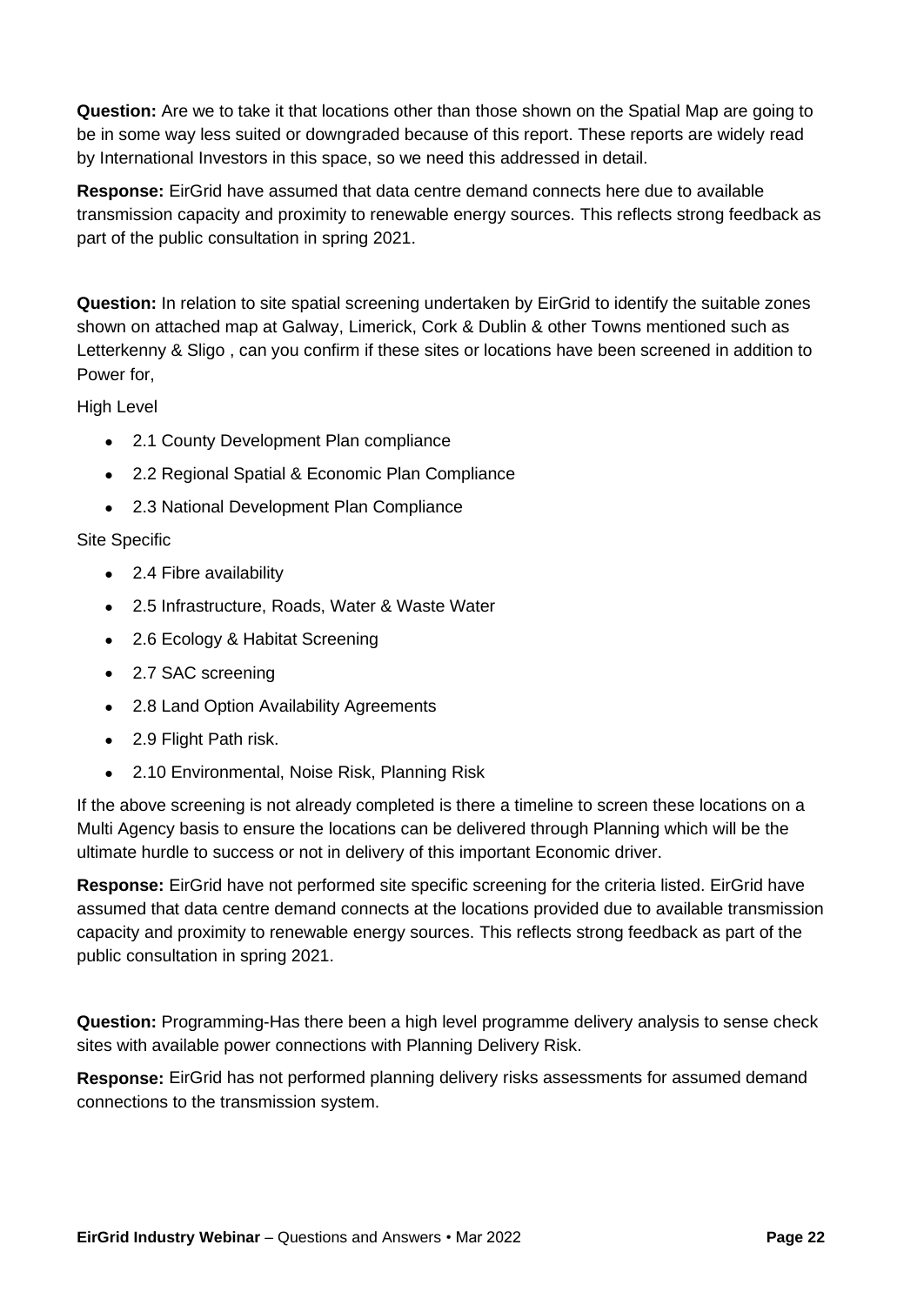**Question:** Are we to take it that locations other than those shown on the Spatial Map are going to be in some way less suited or downgraded because of this report. These reports are widely read by International Investors in this space, so we need this addressed in detail.

**Response:** EirGrid have assumed that data centre demand connects here due to available transmission capacity and proximity to renewable energy sources. This reflects strong feedback as part of the public consultation in spring 2021.

**Question:** In relation to site spatial screening undertaken by EirGrid to identify the suitable zones shown on attached map at Galway, Limerick, Cork & Dublin & other Towns mentioned such as Letterkenny & Sligo , can you confirm if these sites or locations have been screened in addition to Power for,

High Level

- 2.1 County Development Plan compliance
- 2.2 Regional Spatial & Economic Plan Compliance
- 2.3 National Development Plan Compliance

Site Specific

- 2.4 Fibre availability
- 2.5 Infrastructure, Roads, Water & Waste Water
- 2.6 Ecology & Habitat Screening
- 2.7 SAC screening
- 2.8 Land Option Availability Agreements
- 2.9 Flight Path risk.
- 2.10 Environmental, Noise Risk, Planning Risk

If the above screening is not already completed is there a timeline to screen these locations on a Multi Agency basis to ensure the locations can be delivered through Planning which will be the ultimate hurdle to success or not in delivery of this important Economic driver.

**Response:** EirGrid have not performed site specific screening for the criteria listed. EirGrid have assumed that data centre demand connects at the locations provided due to available transmission capacity and proximity to renewable energy sources. This reflects strong feedback as part of the public consultation in spring 2021.

**Question:** Programming-Has there been a high level programme delivery analysis to sense check sites with available power connections with Planning Delivery Risk.

**Response:** EirGrid has not performed planning delivery risks assessments for assumed demand connections to the transmission system.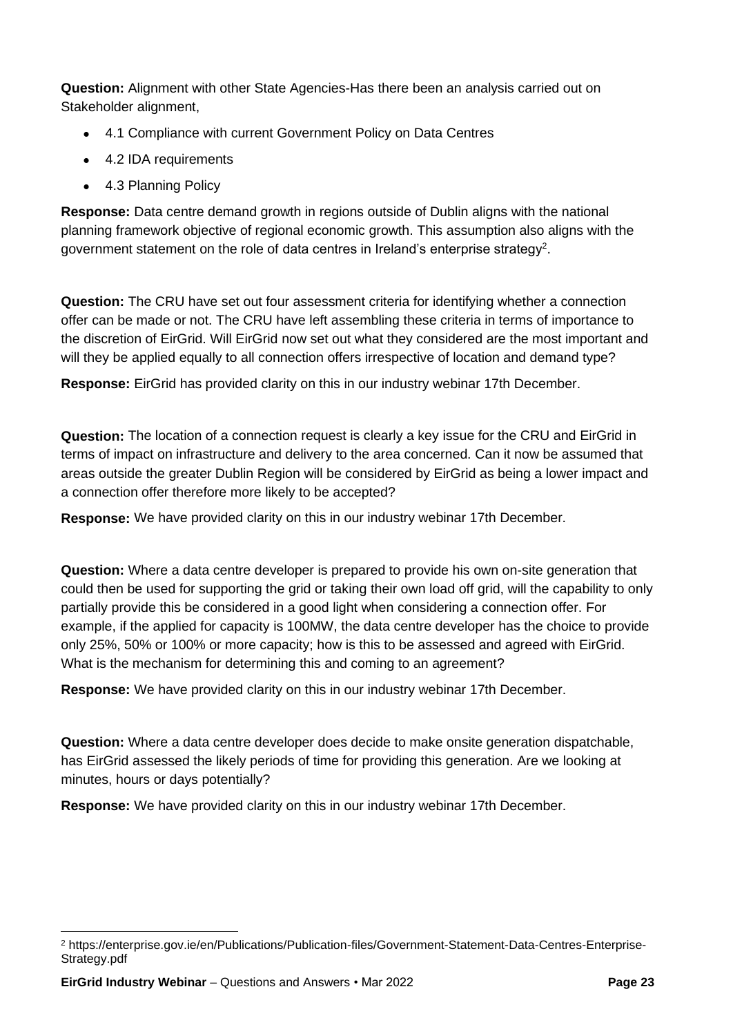**Question:** Alignment with other State Agencies-Has there been an analysis carried out on Stakeholder alignment,

- 4.1 Compliance with current Government Policy on Data Centres
- 4.2 IDA requirements
- 4.3 Planning Policy

**Response:** Data centre demand growth in regions outside of Dublin aligns with the national planning framework objective of regional economic growth. This assumption also aligns with the government statement on the role of data centres in Ireland's enterprise strategy[2].

**Question:** The CRU have set out four assessment criteria for identifying whether a connection offer can be made or not. The CRU have left assembling these criteria in terms of importance to the discretion of EirGrid. Will EirGrid now set out what they considered are the most important and will they be applied equally to all connection offers irrespective of location and demand type?

**Response:** EirGrid has provided clarity on this in our industry webinar 17th December.

**Question:** The location of a connection request is clearly a key issue for the CRU and EirGrid in terms of impact on infrastructure and delivery to the area concerned. Can it now be assumed that areas outside the greater Dublin Region will be considered by EirGrid as being a lower impact and a connection offer therefore more likely to be accepted?

**Response:** We have provided clarity on this in our industry webinar 17th December.

**Question:** Where a data centre developer is prepared to provide his own on-site generation that could then be used for supporting the grid or taking their own load off grid, will the capability to only partially provide this be considered in a good light when considering a connection offer. For example, if the applied for capacity is 100MW, the data centre developer has the choice to provide only 25%, 50% or 100% or more capacity; how is this to be assessed and agreed with EirGrid. What is the mechanism for determining this and coming to an agreement?

**Response:** We have provided clarity on this in our industry webinar 17th December.

**Question:** Where a data centre developer does decide to make onsite generation dispatchable, has EirGrid assessed the likely periods of time for providing this generation. Are we looking at minutes, hours or days potentially?

**Response:** We have provided clarity on this in our industry webinar 17th December.

---

[2] https://enterprise.gov.ie/en/Publications/Publication-files/Government-Statement-Data-Centres-Enterprise-Strategy.pdf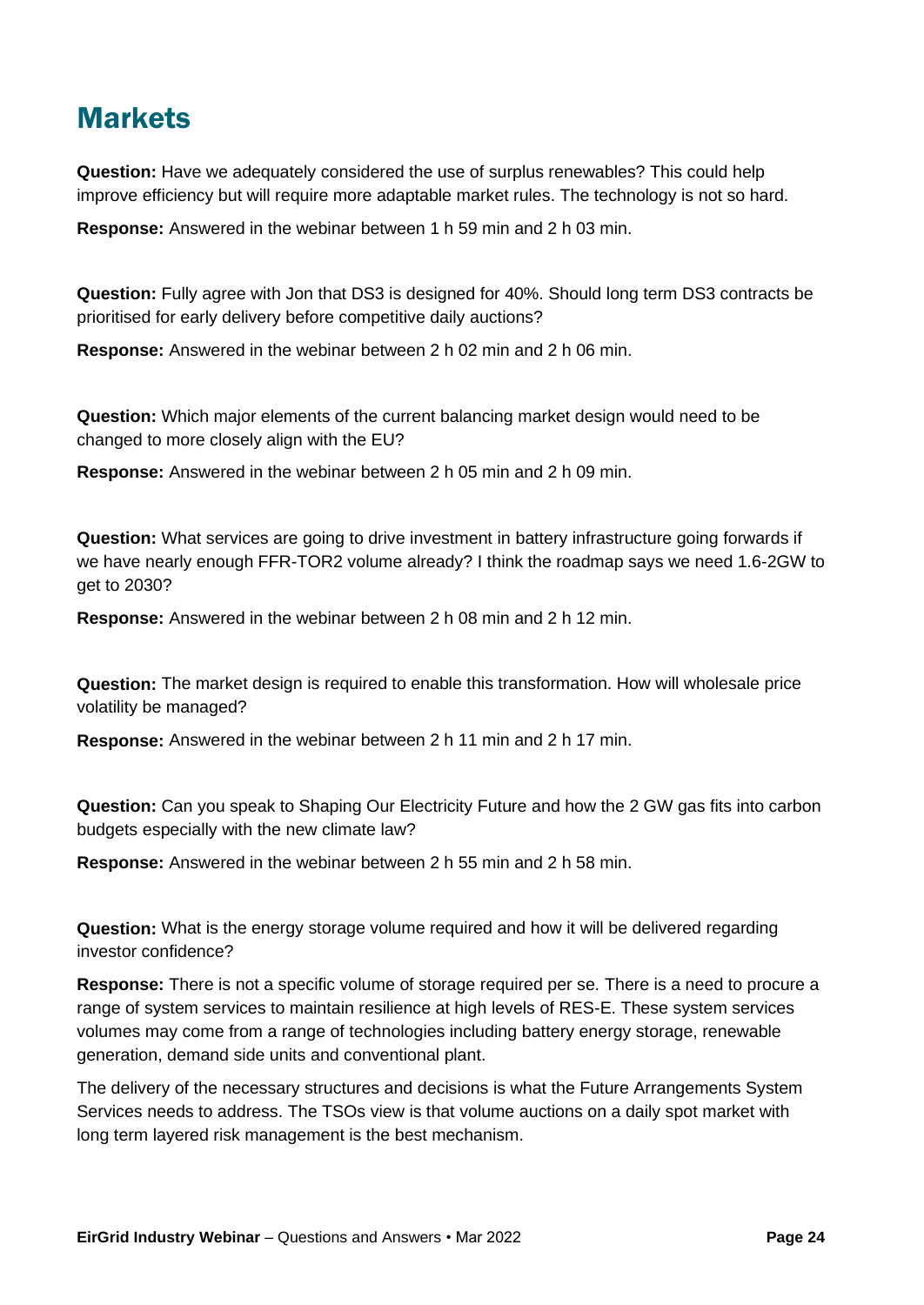# Markets

**Question:** Have we adequately considered the use of surplus renewables? This could help improve efficiency but will require more adaptable market rules. The technology is not so hard.

**Response:** Answered in the webinar between 1 h 59 min and 2 h 03 min.

**Question:** Fully agree with Jon that DS3 is designed for 40%. Should long term DS3 contracts be prioritised for early delivery before competitive daily auctions?

**Response:** Answered in the webinar between 2 h 02 min and 2 h 06 min.

**Question:** Which major elements of the current balancing market design would need to be changed to more closely align with the EU?

**Response:** Answered in the webinar between 2 h 05 min and 2 h 09 min.

**Question:** What services are going to drive investment in battery infrastructure going forwards if we have nearly enough FFR-TOR2 volume already? I think the roadmap says we need 1.6-2GW to get to 2030?

**Response:** Answered in the webinar between 2 h 08 min and 2 h 12 min.

**Question:** The market design is required to enable this transformation. How will wholesale price volatility be managed?

**Response:** Answered in the webinar between 2 h 11 min and 2 h 17 min.

**Question:** Can you speak to Shaping Our Electricity Future and how the 2 GW gas fits into carbon budgets especially with the new climate law?

**Response:** Answered in the webinar between 2 h 55 min and 2 h 58 min.

**Question:** What is the energy storage volume required and how it will be delivered regarding investor confidence?

**Response:** There is not a specific volume of storage required per se. There is a need to procure a range of system services to maintain resilience at high levels of RES-E. These system services volumes may come from a range of technologies including battery energy storage, renewable generation, demand side units and conventional plant.

The delivery of the necessary structures and decisions is what the Future Arrangements System Services needs to address. The TSOs view is that volume auctions on a daily spot market with long term layered risk management is the best mechanism.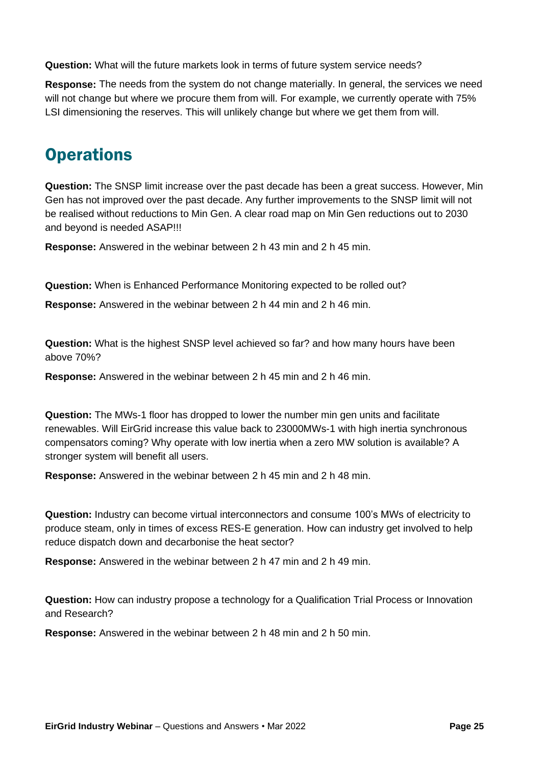**Question:** What will the future markets look in terms of future system service needs?

**Response:** The needs from the system do not change materially. In general, the services we need will not change but where we procure them from will. For example, we currently operate with 75% LSI dimensioning the reserves. This will unlikely change but where we get them from will.

## Operations

**Question:** The SNSP limit increase over the past decade has been a great success. However, Min Gen has not improved over the past decade. Any further improvements to the SNSP limit will not be realised without reductions to Min Gen. A clear road map on Min Gen reductions out to 2030 and beyond is needed ASAP!!!

**Response:** Answered in the webinar between 2 h 43 min and 2 h 45 min.

**Question:** When is Enhanced Performance Monitoring expected to be rolled out?

**Response:** Answered in the webinar between 2 h 44 min and 2 h 46 min.

**Question:** What is the highest SNSP level achieved so far? and how many hours have been above 70%?

**Response:** Answered in the webinar between 2 h 45 min and 2 h 46 min.

**Question:** The MWs-1 floor has dropped to lower the number min gen units and facilitate renewables. Will EirGrid increase this value back to 23000MWs-1 with high inertia synchronous compensators coming? Why operate with low inertia when a zero MW solution is available? A stronger system will benefit all users.

**Response:** Answered in the webinar between 2 h 45 min and 2 h 48 min.

**Question:** Industry can become virtual interconnectors and consume 100's MWs of electricity to produce steam, only in times of excess RES-E generation. How can industry get involved to help reduce dispatch down and decarbonise the heat sector?

**Response:** Answered in the webinar between 2 h 47 min and 2 h 49 min.

**Question:** How can industry propose a technology for a Qualification Trial Process or Innovation and Research?

**Response:** Answered in the webinar between 2 h 48 min and 2 h 50 min.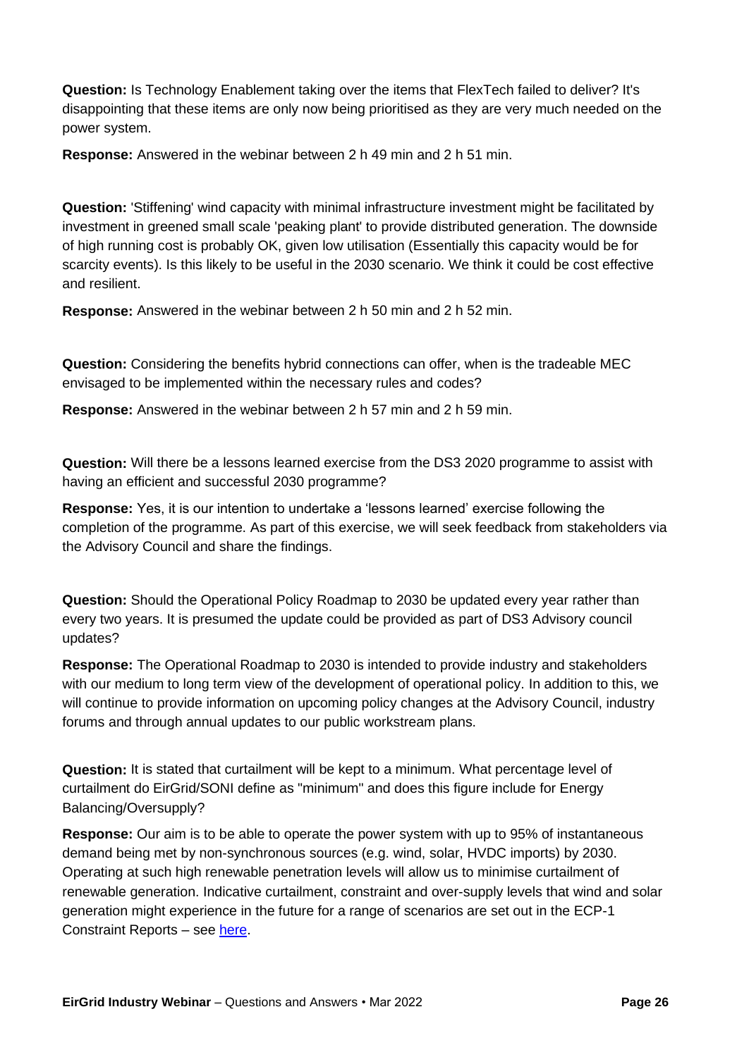**Question:** Is Technology Enablement taking over the items that FlexTech failed to deliver? It's disappointing that these items are only now being prioritised as they are very much needed on the power system.

**Response:** Answered in the webinar between 2 h 49 min and 2 h 51 min.

**Question:** 'Stiffening' wind capacity with minimal infrastructure investment might be facilitated by investment in greened small scale 'peaking plant' to provide distributed generation. The downside of high running cost is probably OK, given low utilisation (Essentially this capacity would be for scarcity events). Is this likely to be useful in the 2030 scenario. We think it could be cost effective and resilient.

**Response:** Answered in the webinar between 2 h 50 min and 2 h 52 min.

**Question:** Considering the benefits hybrid connections can offer, when is the tradeable MEC envisaged to be implemented within the necessary rules and codes?

**Response:** Answered in the webinar between 2 h 57 min and 2 h 59 min.

**Question:** Will there be a lessons learned exercise from the DS3 2020 programme to assist with having an efficient and successful 2030 programme?

**Response:** Yes, it is our intention to undertake a 'lessons learned' exercise following the completion of the programme. As part of this exercise, we will seek feedback from stakeholders via the Advisory Council and share the findings.

**Question:** Should the Operational Policy Roadmap to 2030 be updated every year rather than every two years. It is presumed the update could be provided as part of DS3 Advisory council updates?

**Response:** The Operational Roadmap to 2030 is intended to provide industry and stakeholders with our medium to long term view of the development of operational policy. In addition to this, we will continue to provide information on upcoming policy changes at the Advisory Council, industry forums and through annual updates to our public workstream plans.

**Question:** It is stated that curtailment will be kept to a minimum. What percentage level of curtailment do EirGrid/SONI define as "minimum" and does this figure include for Energy Balancing/Oversupply?

**Response:** Our aim is to be able to operate the power system with up to 95% of instantaneous demand being met by non-synchronous sources (e.g. wind, solar, HVDC imports) by 2030. Operating at such high renewable penetration levels will allow us to minimise curtailment of renewable generation. Indicative curtailment, constraint and over-supply levels that wind and solar generation might experience in the future for a range of scenarios are set out in the ECP-1 Constraint Reports – see here.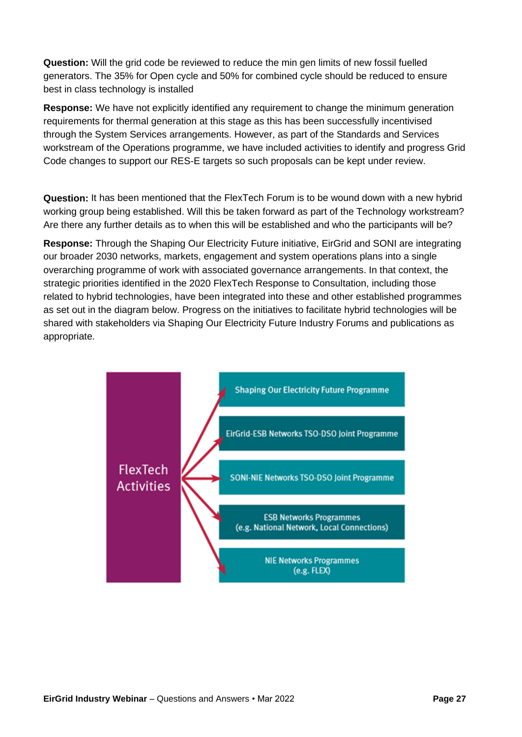**Question:** Will the grid code be reviewed to reduce the min gen limits of new fossil fuelled generators. The 35% for Open cycle and 50% for combined cycle should be reduced to ensure best in class technology is installed

**Response:** We have not explicitly identified any requirement to change the minimum generation requirements for thermal generation at this stage as this has been successfully incentivised through the System Services arrangements. However, as part of the Standards and Services workstream of the Operations programme, we have included activities to identify and progress Grid Code changes to support our RES-E targets so such proposals can be kept under review.

**Question:** It has been mentioned that the FlexTech Forum is to be wound down with a new hybrid working group being established. Will this be taken forward as part of the Technology workstream? Are there any further details as to when this will be established and who the participants will be?

**Response:** Through the Shaping Our Electricity Future initiative, EirGrid and SONI are integrating our broader 2030 networks, markets, engagement and system operations plans into a single overarching programme of work with associated governance arrangements. In that context, the strategic priorities identified in the 2020 FlexTech Response to Consultation, including those related to hybrid technologies, have been integrated into these and other established programmes as set out in the diagram below. Progress on the initiatives to facilitate hybrid technologies will be shared with stakeholders via Shaping Our Electricity Future Industry Forums and publications as appropriate.

FlexTech Activities

- Shaping Our Electricity Future Programme
- EirGrid-ESB Networks TSO-DSO Joint Programme
- SONI-NIE Networks TSO-DSO Joint Programme
- ESB Networks Programmes (e.g. National Network, Local Connections)
- NIE Networks Programmes (e.g. FLEX)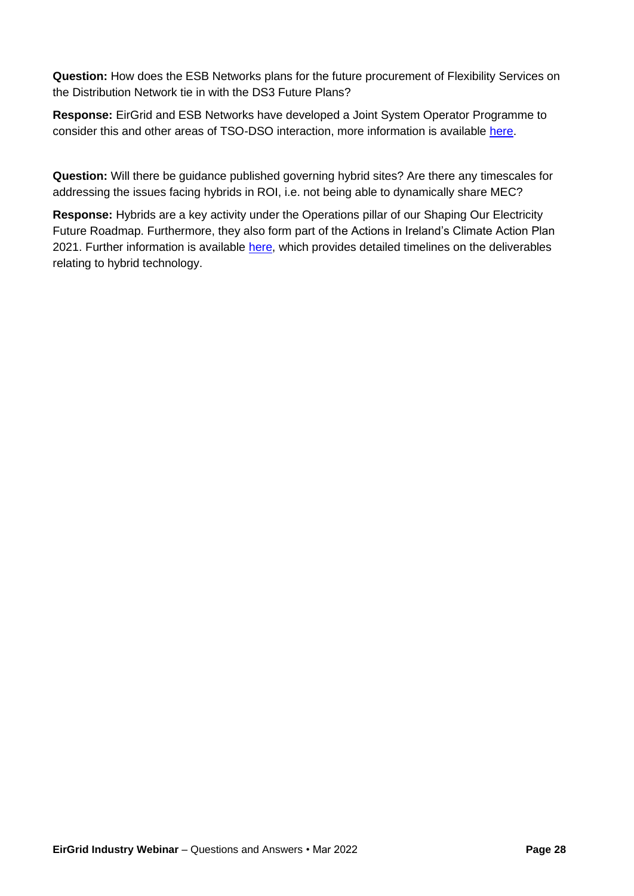**Question:** How does the ESB Networks plans for the future procurement of Flexibility Services on the Distribution Network tie in with the DS3 Future Plans?

**Response:** EirGrid and ESB Networks have developed a Joint System Operator Programme to consider this and other areas of TSO-DSO interaction, more information is available here.

**Question:** Will there be guidance published governing hybrid sites? Are there any timescales for addressing the issues facing hybrids in ROI, i.e. not being able to dynamically share MEC?

**Response:** Hybrids are a key activity under the Operations pillar of our Shaping Our Electricity Future Roadmap. Furthermore, they also form part of the Actions in Ireland's Climate Action Plan 2021. Further information is available here, which provides detailed timelines on the deliverables relating to hybrid technology.